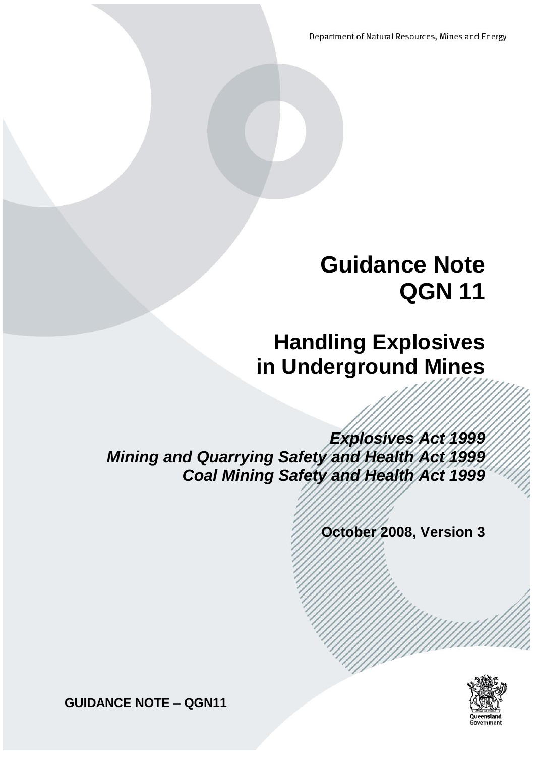Department of Natural Resources, Mines and Energy

# Guidance Note QGN 11

## Handling Explosives in Underground Mines

***Explosives Act 1999***
***Mining and Quarrying Safety and Health Act 1999***
***Coal Mining Safety and Health Act 1999***

**October 2008, Version 3**

**GUIDANCE NOTE – QGN11**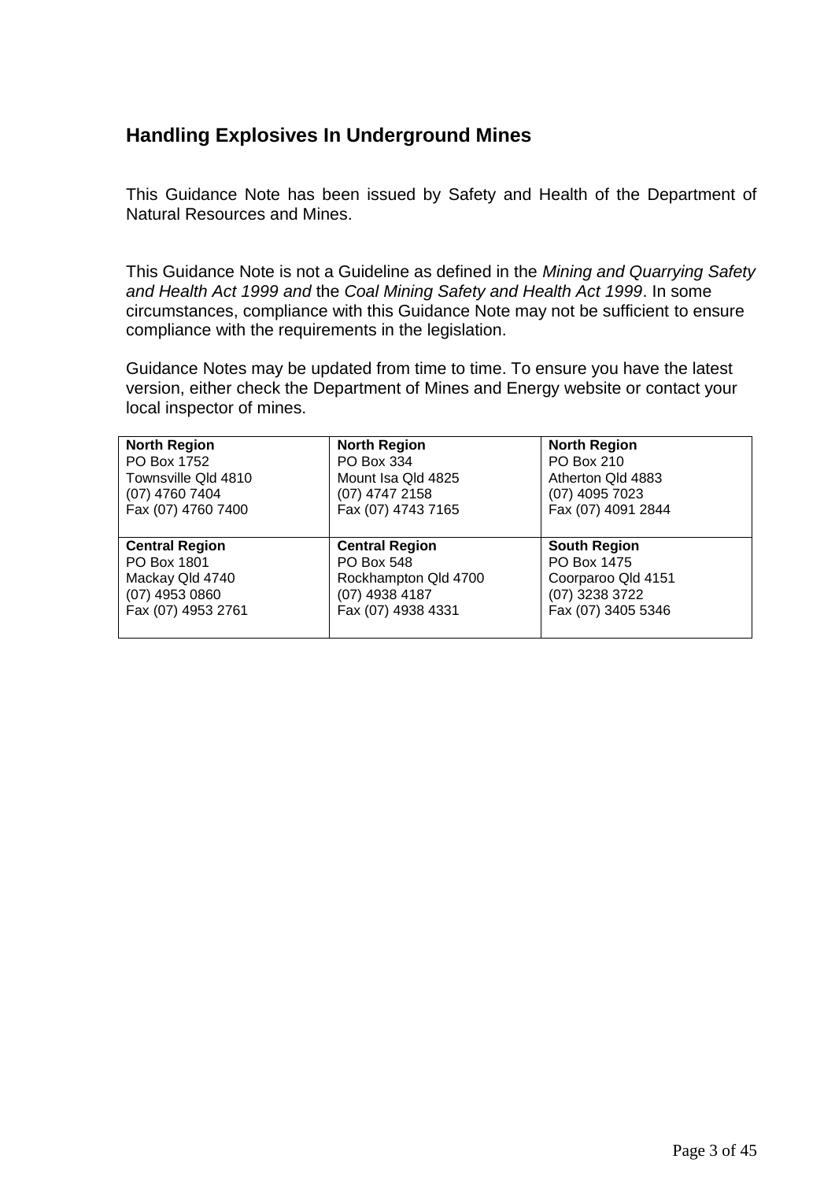## Handling Explosives In Underground Mines

This Guidance Note has been issued by Safety and Health of the Department of Natural Resources and Mines.

This Guidance Note is not a Guideline as defined in the *Mining and Quarrying Safety and Health Act 1999 and* the *Coal Mining Safety and Health Act 1999*. In some circumstances, compliance with this Guidance Note may not be sufficient to ensure compliance with the requirements in the legislation.

Guidance Notes may be updated from time to time. To ensure you have the latest version, either check the Department of Mines and Energy website or contact your local inspector of mines.

| **North Region**<br>PO Box 1752<br>Townsville Qld 4810<br>(07) 4760 7404<br>Fax (07) 4760 7400 | **North Region**<br>PO Box 334<br>Mount Isa Qld 4825<br>(07) 4747 2158<br>Fax (07) 4743 7165 | **North Region**<br>PO Box 210<br>Atherton Qld 4883<br>(07) 4095 7023<br>Fax (07) 4091 2844 |
|---|---|---|
| **Central Region**<br>PO Box 1801<br>Mackay Qld 4740<br>(07) 4953 0860<br>Fax (07) 4953 2761 | **Central Region**<br>PO Box 548<br>Rockhampton Qld 4700<br>(07) 4938 4187<br>Fax (07) 4938 4331 | **South Region**<br>PO Box 1475<br>Coorparoo Qld 4151<br>(07) 3238 3722<br>Fax (07) 3405 5346 |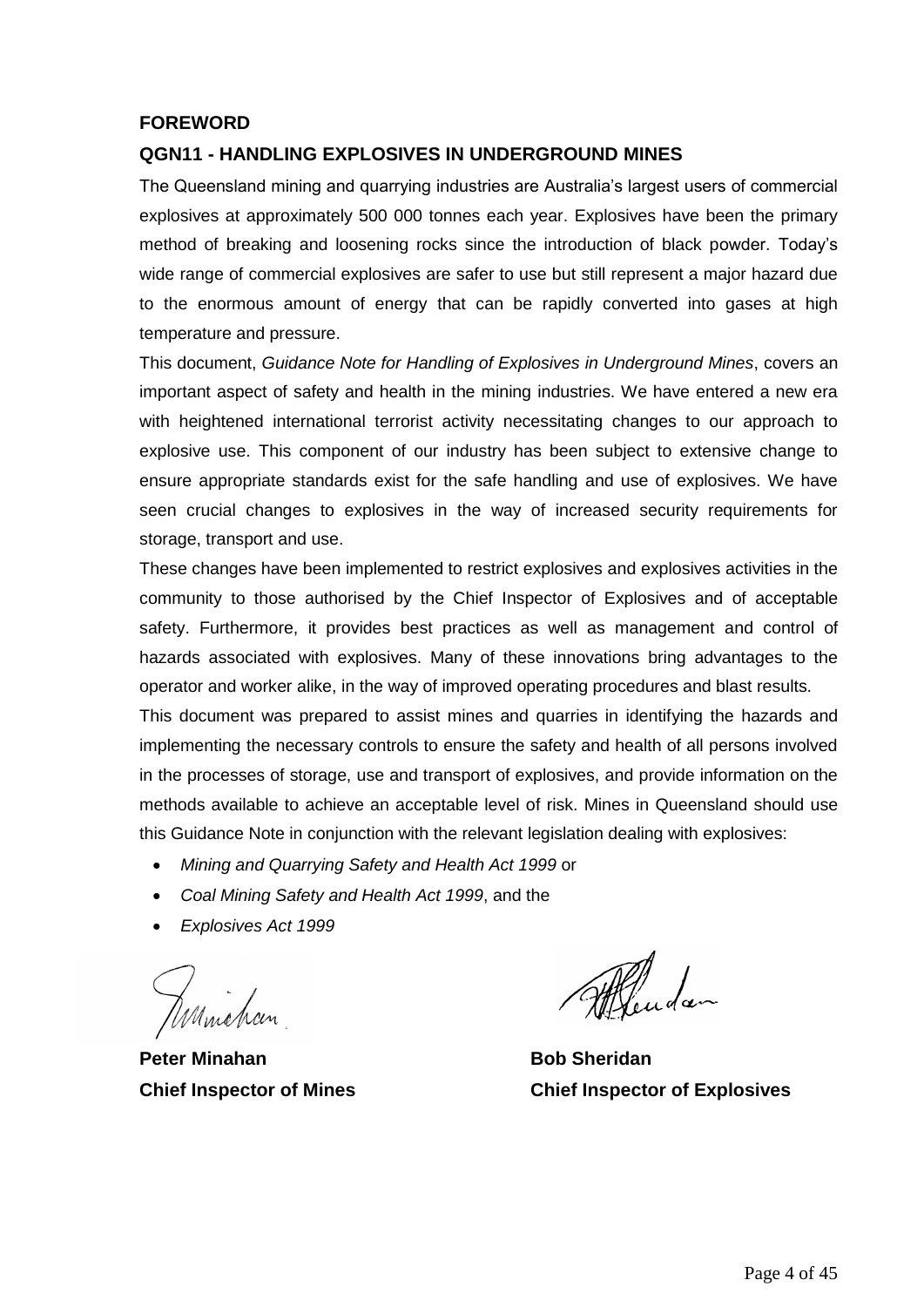## FOREWORD

## QGN11 - HANDLING EXPLOSIVES IN UNDERGROUND MINES

The Queensland mining and quarrying industries are Australia's largest users of commercial explosives at approximately 500 000 tonnes each year. Explosives have been the primary method of breaking and loosening rocks since the introduction of black powder. Today's wide range of commercial explosives are safer to use but still represent a major hazard due to the enormous amount of energy that can be rapidly converted into gases at high temperature and pressure.

This document, *Guidance Note for Handling of Explosives in Underground Mines*, covers an important aspect of safety and health in the mining industries. We have entered a new era with heightened international terrorist activity necessitating changes to our approach to explosive use. This component of our industry has been subject to extensive change to ensure appropriate standards exist for the safe handling and use of explosives. We have seen crucial changes to explosives in the way of increased security requirements for storage, transport and use.

These changes have been implemented to restrict explosives and explosives activities in the community to those authorised by the Chief Inspector of Explosives and of acceptable safety. Furthermore, it provides best practices as well as management and control of hazards associated with explosives. Many of these innovations bring advantages to the operator and worker alike, in the way of improved operating procedures and blast results.

This document was prepared to assist mines and quarries in identifying the hazards and implementing the necessary controls to ensure the safety and health of all persons involved in the processes of storage, use and transport of explosives, and provide information on the methods available to achieve an acceptable level of risk. Mines in Queensland should use this Guidance Note in conjunction with the relevant legislation dealing with explosives:

- *Mining and Quarrying Safety and Health Act 1999* or
- *Coal Mining Safety and Health Act 1999*, and the
- *Explosives Act 1999*

**Peter Minahan**
**Chief Inspector of Mines**

**Bob Sheridan**
**Chief Inspector of Explosives**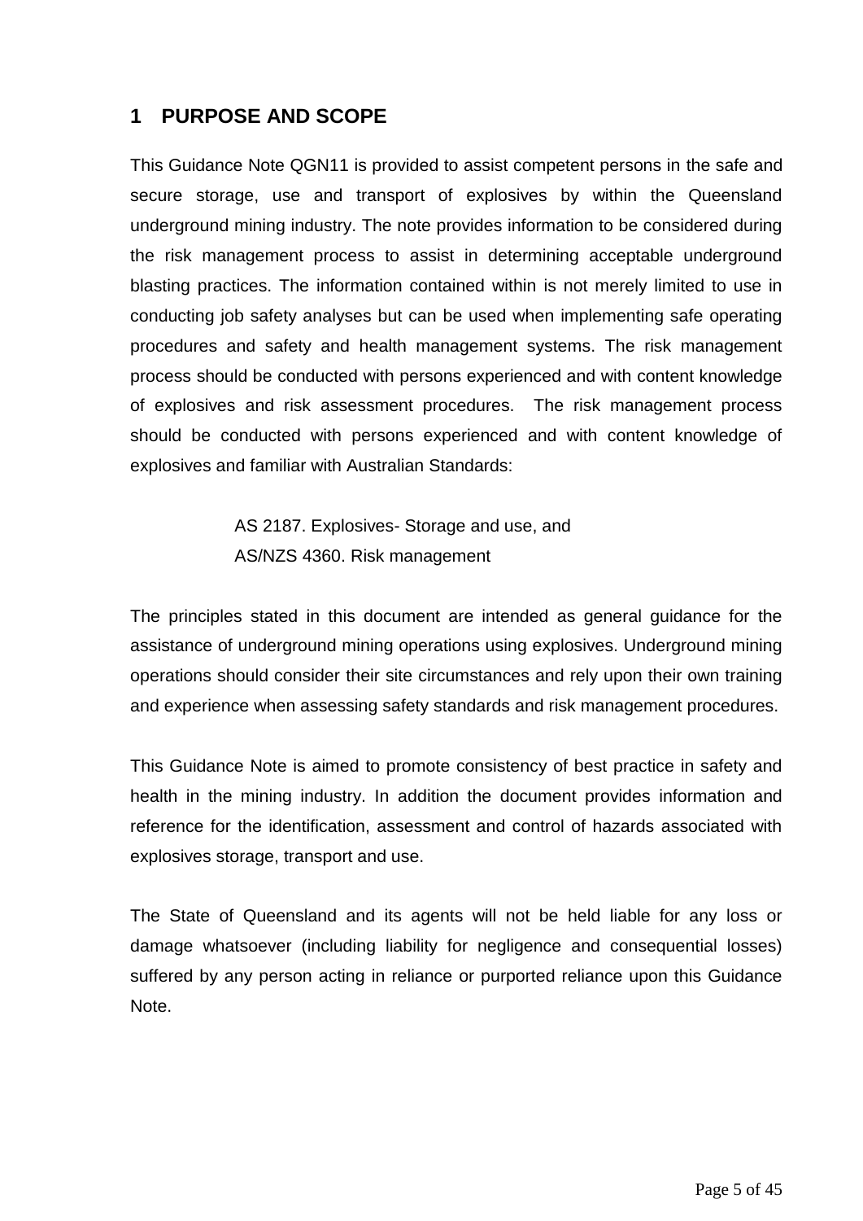## 1 PURPOSE AND SCOPE

This Guidance Note QGN11 is provided to assist competent persons in the safe and secure storage, use and transport of explosives by within the Queensland underground mining industry. The note provides information to be considered during the risk management process to assist in determining acceptable underground blasting practices. The information contained within is not merely limited to use in conducting job safety analyses but can be used when implementing safe operating procedures and safety and health management systems. The risk management process should be conducted with persons experienced and with content knowledge of explosives and risk assessment procedures. The risk management process should be conducted with persons experienced and with content knowledge of explosives and familiar with Australian Standards:

> AS 2187. Explosives- Storage and use, and
> AS/NZS 4360. Risk management

The principles stated in this document are intended as general guidance for the assistance of underground mining operations using explosives. Underground mining operations should consider their site circumstances and rely upon their own training and experience when assessing safety standards and risk management procedures.

This Guidance Note is aimed to promote consistency of best practice in safety and health in the mining industry. In addition the document provides information and reference for the identification, assessment and control of hazards associated with explosives storage, transport and use.

The State of Queensland and its agents will not be held liable for any loss or damage whatsoever (including liability for negligence and consequential losses) suffered by any person acting in reliance or purported reliance upon this Guidance Note.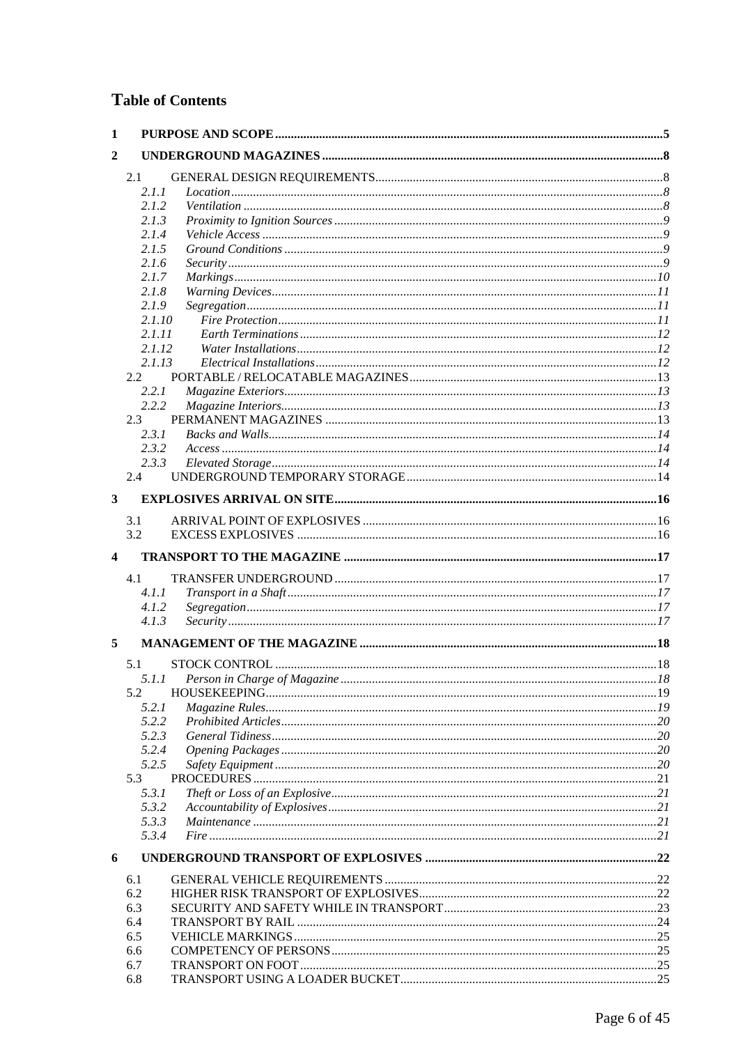# Table of Contents

**1 PURPOSE AND SCOPE** .......... 5

**2 UNDERGROUND MAGAZINES** .......... 8

- 2.1 GENERAL DESIGN REQUIREMENTS .......... 8
  - *2.1.1 Location* .......... 8
  - *2.1.2 Ventilation* .......... 8
  - *2.1.3 Proximity to Ignition Sources* .......... 9
  - *2.1.4 Vehicle Access* .......... 9
  - *2.1.5 Ground Conditions* .......... 9
  - *2.1.6 Security* .......... 9
  - *2.1.7 Markings* .......... 10
  - *2.1.8 Warning Devices* .......... 11
  - *2.1.9 Segregation* .......... 11
  - *2.1.10 Fire Protection* .......... 11
  - *2.1.11 Earth Terminations* .......... 12
  - *2.1.12 Water Installations* .......... 12
  - *2.1.13 Electrical Installations* .......... 12
- 2.2 PORTABLE / RELOCATABLE MAGAZINES .......... 13
  - *2.2.1 Magazine Exteriors* .......... 13
  - *2.2.2 Magazine Interiors* .......... 13
- 2.3 PERMANENT MAGAZINES .......... 13
  - *2.3.1 Backs and Walls* .......... 14
  - *2.3.2 Access* .......... 14
  - *2.3.3 Elevated Storage* .......... 14
- 2.4 UNDERGROUND TEMPORARY STORAGE .......... 14

**3 EXPLOSIVES ARRIVAL ON SITE** .......... 16

- 3.1 ARRIVAL POINT OF EXPLOSIVES .......... 16
- 3.2 EXCESS EXPLOSIVES .......... 16

**4 TRANSPORT TO THE MAGAZINE** .......... 17

- 4.1 TRANSFER UNDERGROUND .......... 17
  - *4.1.1 Transport in a Shaft* .......... 17
  - *4.1.2 Segregation* .......... 17
  - *4.1.3 Security* .......... 17

**5 MANAGEMENT OF THE MAGAZINE** .......... 18

- 5.1 STOCK CONTROL .......... 18
  - *5.1.1 Person in Charge of Magazine* .......... 18
- 5.2 HOUSEKEEPING .......... 19
  - *5.2.1 Magazine Rules* .......... 19
  - *5.2.2 Prohibited Articles* .......... 20
  - *5.2.3 General Tidiness* .......... 20
  - *5.2.4 Opening Packages* .......... 20
  - *5.2.5 Safety Equipment* .......... 20
- 5.3 PROCEDURES .......... 21
  - *5.3.1 Theft or Loss of an Explosive* .......... 21
  - *5.3.2 Accountability of Explosives* .......... 21
  - *5.3.3 Maintenance* .......... 21
  - *5.3.4 Fire* .......... 21

**6 UNDERGROUND TRANSPORT OF EXPLOSIVES** .......... 22

- 6.1 GENERAL VEHICLE REQUIREMENTS .......... 22
- 6.2 HIGHER RISK TRANSPORT OF EXPLOSIVES .......... 22
- 6.3 SECURITY AND SAFETY WHILE IN TRANSPORT .......... 23
- 6.4 TRANSPORT BY RAIL .......... 24
- 6.5 VEHICLE MARKINGS .......... 25
- 6.6 COMPETENCY OF PERSONS .......... 25
- 6.7 TRANSPORT ON FOOT .......... 25
- 6.8 TRANSPORT USING A LOADER BUCKET .......... 25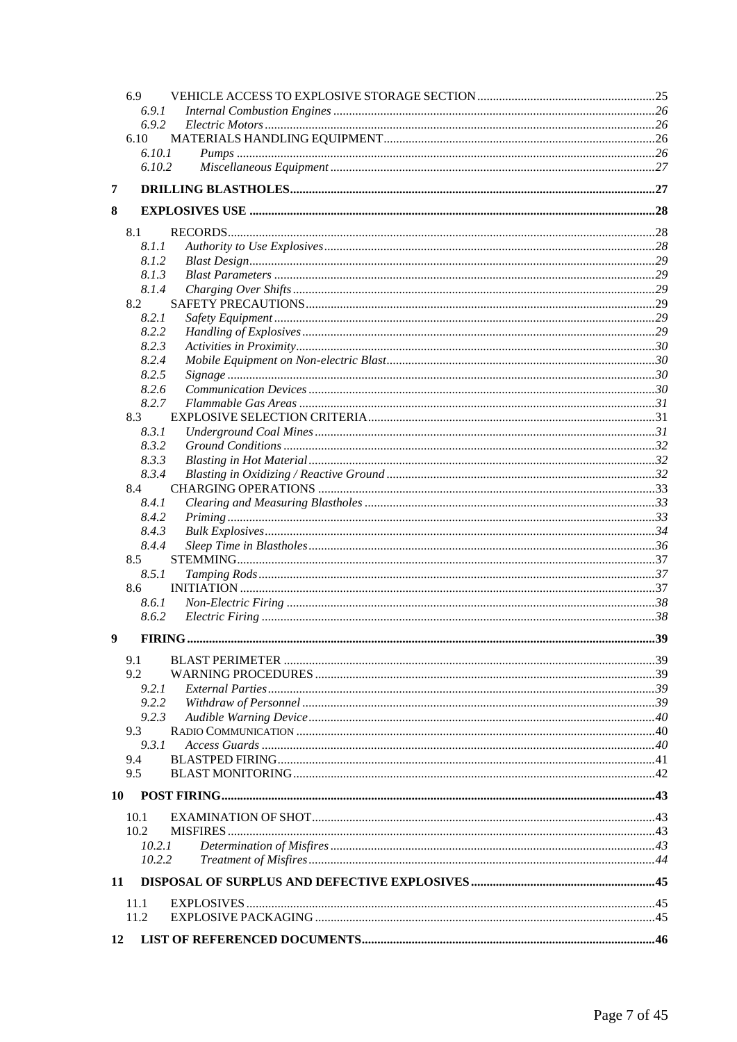- 6.9 VEHICLE ACCESS TO EXPLOSIVE STORAGE SECTION ........ 25
  - *6.9.1 Internal Combustion Engines ........ 26*
  - *6.9.2 Electric Motors ........ 26*
- 6.10 MATERIALS HANDLING EQUIPMENT ........ 26
  - *6.10.1 Pumps ........ 26*
  - *6.10.2 Miscellaneous Equipment ........ 27*

**7 DRILLING BLASTHOLES ........ 27**

**8 EXPLOSIVES USE ........ 28**

- 8.1 RECORDS ........ 28
  - *8.1.1 Authority to Use Explosives ........ 28*
  - *8.1.2 Blast Design ........ 29*
  - *8.1.3 Blast Parameters ........ 29*
  - *8.1.4 Charging Over Shifts ........ 29*
- 8.2 SAFETY PRECAUTIONS ........ 29
  - *8.2.1 Safety Equipment ........ 29*
  - *8.2.2 Handling of Explosives ........ 29*
  - *8.2.3 Activities in Proximity ........ 30*
  - *8.2.4 Mobile Equipment on Non-electric Blast ........ 30*
  - *8.2.5 Signage ........ 30*
  - *8.2.6 Communication Devices ........ 30*
  - *8.2.7 Flammable Gas Areas ........ 31*
- 8.3 EXPLOSIVE SELECTION CRITERIA ........ 31
  - *8.3.1 Underground Coal Mines ........ 31*
  - *8.3.2 Ground Conditions ........ 32*
  - *8.3.3 Blasting in Hot Material ........ 32*
  - *8.3.4 Blasting in Oxidizing / Reactive Ground ........ 32*
- 8.4 CHARGING OPERATIONS ........ 33
  - *8.4.1 Clearing and Measuring Blastholes ........ 33*
  - *8.4.2 Priming ........ 33*
  - *8.4.3 Bulk Explosives ........ 34*
  - *8.4.4 Sleep Time in Blastholes ........ 36*
- 8.5 STEMMING ........ 37
  - *8.5.1 Tamping Rods ........ 37*
- 8.6 INITIATION ........ 37
  - *8.6.1 Non-Electric Firing ........ 38*
  - *8.6.2 Electric Firing ........ 38*

**9 FIRING ........ 39**

- 9.1 BLAST PERIMETER ........ 39
- 9.2 WARNING PROCEDURES ........ 39
  - *9.2.1 External Parties ........ 39*
  - *9.2.2 Withdraw of Personnel ........ 39*
  - *9.2.3 Audible Warning Device ........ 40*
- 9.3 RADIO COMMUNICATION ........ 40
  - *9.3.1 Access Guards ........ 40*
- 9.4 BLASTPED FIRING ........ 41
- 9.5 BLAST MONITORING ........ 42

**10 POST FIRING ........ 43**

- 10.1 EXAMINATION OF SHOT ........ 43
- 10.2 MISFIRES ........ 43
  - *10.2.1 Determination of Misfires ........ 43*
  - *10.2.2 Treatment of Misfires ........ 44*

**11 DISPOSAL OF SURPLUS AND DEFECTIVE EXPLOSIVES ........ 45**

- 11.1 EXPLOSIVES ........ 45
- 11.2 EXPLOSIVE PACKAGING ........ 45

**12 LIST OF REFERENCED DOCUMENTS ........ 46**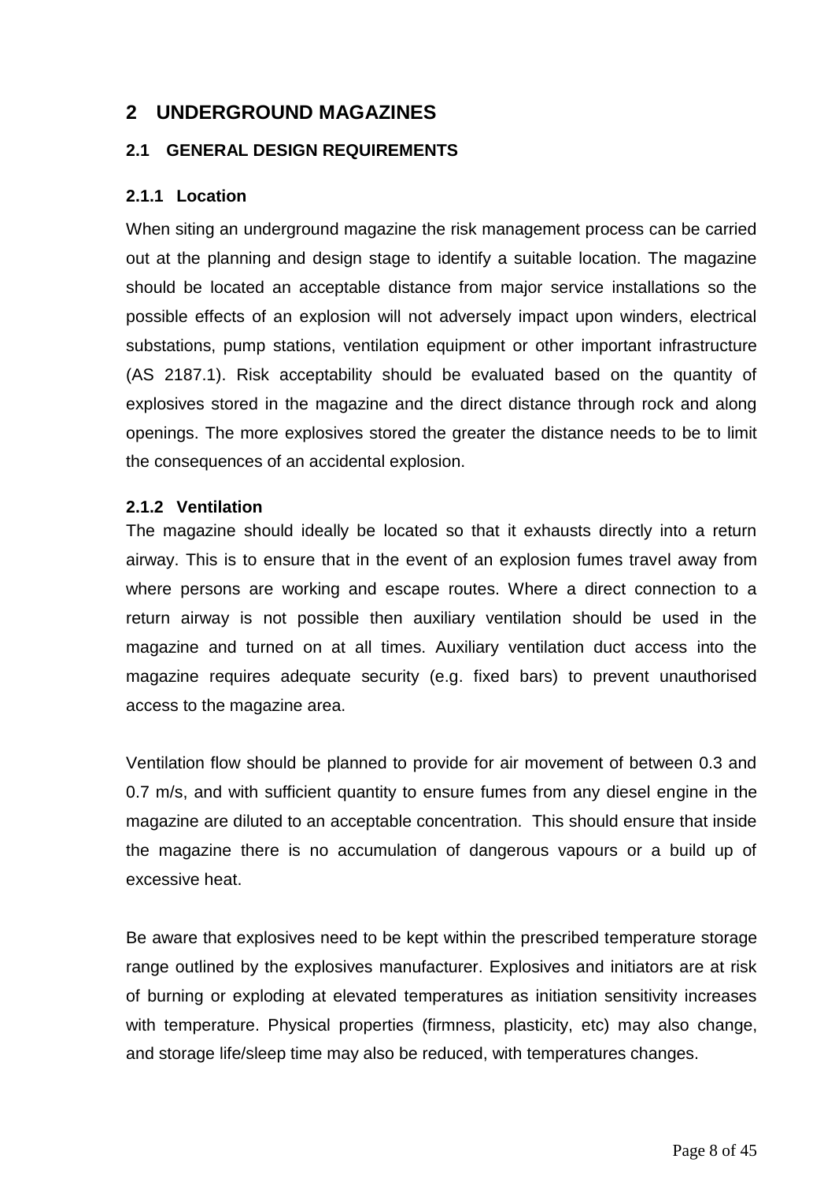# 2 UNDERGROUND MAGAZINES

## 2.1 GENERAL DESIGN REQUIREMENTS

### 2.1.1 Location

When siting an underground magazine the risk management process can be carried out at the planning and design stage to identify a suitable location. The magazine should be located an acceptable distance from major service installations so the possible effects of an explosion will not adversely impact upon winders, electrical substations, pump stations, ventilation equipment or other important infrastructure (AS 2187.1). Risk acceptability should be evaluated based on the quantity of explosives stored in the magazine and the direct distance through rock and along openings. The more explosives stored the greater the distance needs to be to limit the consequences of an accidental explosion.

### 2.1.2 Ventilation

The magazine should ideally be located so that it exhausts directly into a return airway. This is to ensure that in the event of an explosion fumes travel away from where persons are working and escape routes. Where a direct connection to a return airway is not possible then auxiliary ventilation should be used in the magazine and turned on at all times. Auxiliary ventilation duct access into the magazine requires adequate security (e.g. fixed bars) to prevent unauthorised access to the magazine area.

Ventilation flow should be planned to provide for air movement of between 0.3 and 0.7 m/s, and with sufficient quantity to ensure fumes from any diesel engine in the magazine are diluted to an acceptable concentration. This should ensure that inside the magazine there is no accumulation of dangerous vapours or a build up of excessive heat.

Be aware that explosives need to be kept within the prescribed temperature storage range outlined by the explosives manufacturer. Explosives and initiators are at risk of burning or exploding at elevated temperatures as initiation sensitivity increases with temperature. Physical properties (firmness, plasticity, etc) may also change, and storage life/sleep time may also be reduced, with temperatures changes.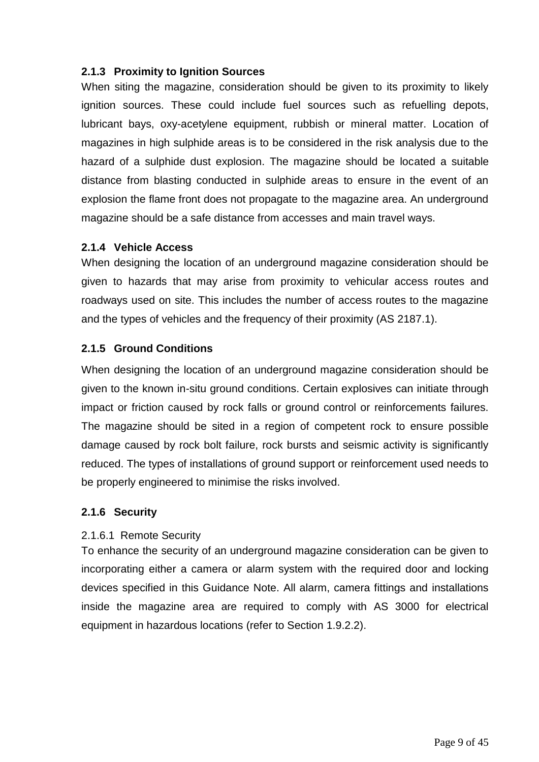### 2.1.3 Proximity to Ignition Sources

When siting the magazine, consideration should be given to its proximity to likely ignition sources. These could include fuel sources such as refuelling depots, lubricant bays, oxy-acetylene equipment, rubbish or mineral matter. Location of magazines in high sulphide areas is to be considered in the risk analysis due to the hazard of a sulphide dust explosion. The magazine should be located a suitable distance from blasting conducted in sulphide areas to ensure in the event of an explosion the flame front does not propagate to the magazine area. An underground magazine should be a safe distance from accesses and main travel ways.

### 2.1.4 Vehicle Access

When designing the location of an underground magazine consideration should be given to hazards that may arise from proximity to vehicular access routes and roadways used on site. This includes the number of access routes to the magazine and the types of vehicles and the frequency of their proximity (AS 2187.1).

### 2.1.5 Ground Conditions

When designing the location of an underground magazine consideration should be given to the known in-situ ground conditions. Certain explosives can initiate through impact or friction caused by rock falls or ground control or reinforcements failures. The magazine should be sited in a region of competent rock to ensure possible damage caused by rock bolt failure, rock bursts and seismic activity is significantly reduced. The types of installations of ground support or reinforcement used needs to be properly engineered to minimise the risks involved.

### 2.1.6 Security

#### 2.1.6.1 Remote Security

To enhance the security of an underground magazine consideration can be given to incorporating either a camera or alarm system with the required door and locking devices specified in this Guidance Note. All alarm, camera fittings and installations inside the magazine area are required to comply with AS 3000 for electrical equipment in hazardous locations (refer to Section 1.9.2.2).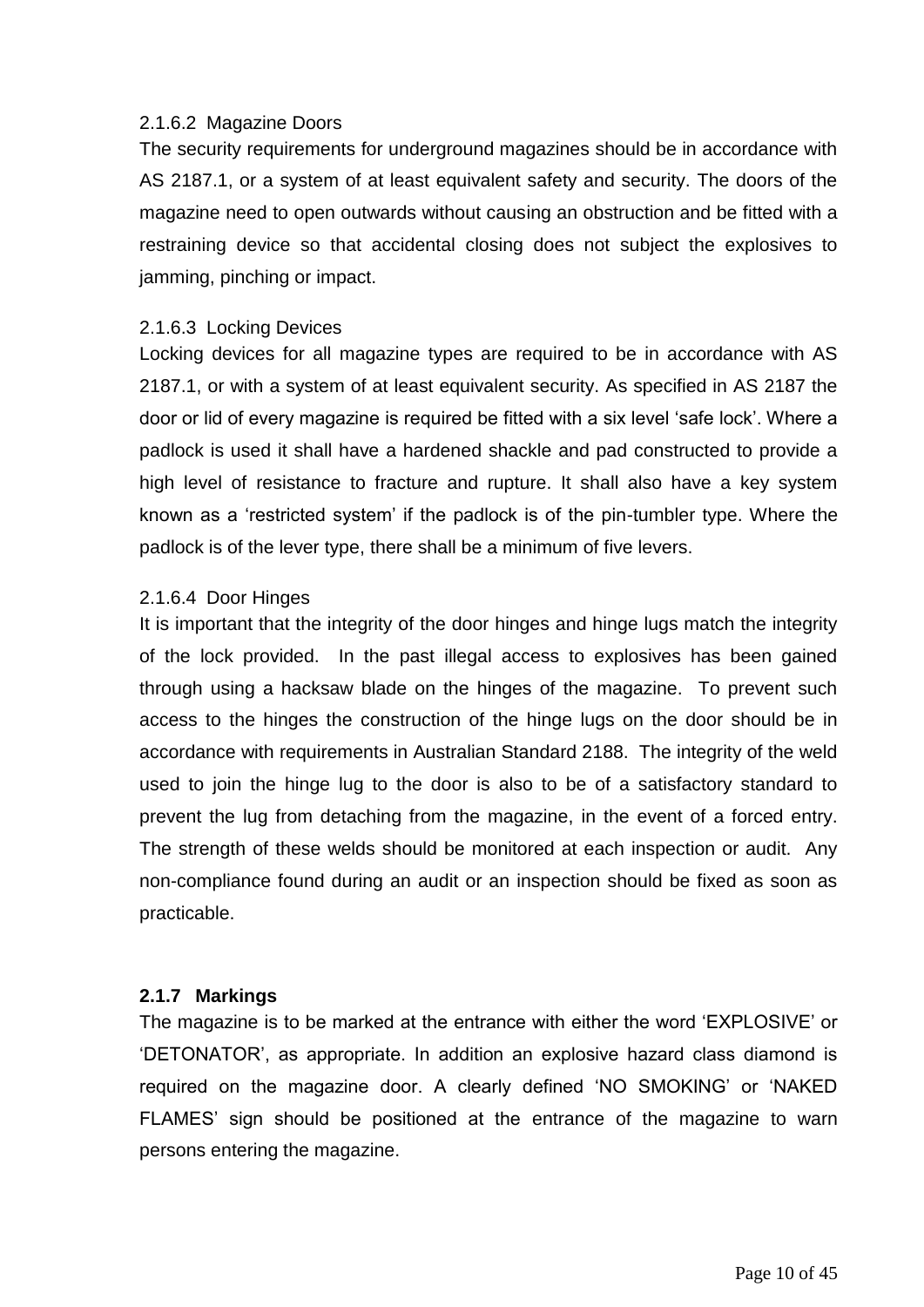2.1.6.2 Magazine Doors

The security requirements for underground magazines should be in accordance with AS 2187.1, or a system of at least equivalent safety and security. The doors of the magazine need to open outwards without causing an obstruction and be fitted with a restraining device so that accidental closing does not subject the explosives to jamming, pinching or impact.

2.1.6.3 Locking Devices

Locking devices for all magazine types are required to be in accordance with AS 2187.1, or with a system of at least equivalent security. As specified in AS 2187 the door or lid of every magazine is required be fitted with a six level 'safe lock'. Where a padlock is used it shall have a hardened shackle and pad constructed to provide a high level of resistance to fracture and rupture. It shall also have a key system known as a 'restricted system' if the padlock is of the pin-tumbler type. Where the padlock is of the lever type, there shall be a minimum of five levers.

2.1.6.4 Door Hinges

It is important that the integrity of the door hinges and hinge lugs match the integrity of the lock provided. In the past illegal access to explosives has been gained through using a hacksaw blade on the hinges of the magazine. To prevent such access to the hinges the construction of the hinge lugs on the door should be in accordance with requirements in Australian Standard 2188. The integrity of the weld used to join the hinge lug to the door is also to be of a satisfactory standard to prevent the lug from detaching from the magazine, in the event of a forced entry. The strength of these welds should be monitored at each inspection or audit. Any non-compliance found during an audit or an inspection should be fixed as soon as practicable.

### 2.1.7 Markings

The magazine is to be marked at the entrance with either the word 'EXPLOSIVE' or 'DETONATOR', as appropriate. In addition an explosive hazard class diamond is required on the magazine door. A clearly defined 'NO SMOKING' or 'NAKED FLAMES' sign should be positioned at the entrance of the magazine to warn persons entering the magazine.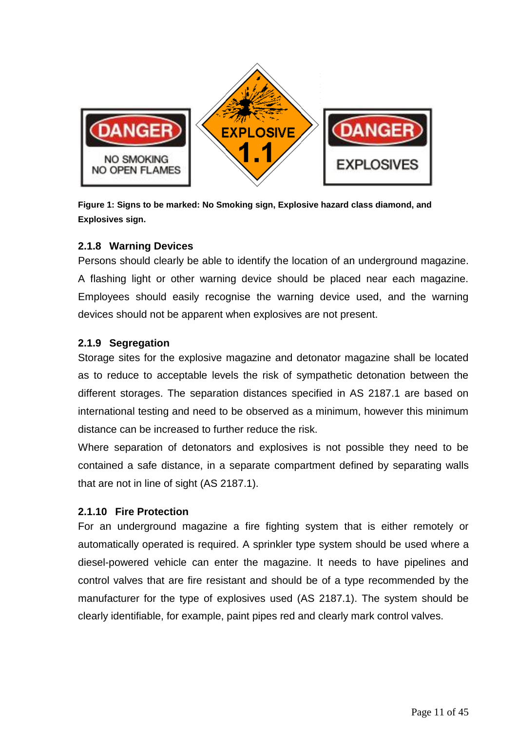**Figure 1: Signs to be marked: No Smoking sign, Explosive hazard class diamond, and Explosives sign.**

### 2.1.8 Warning Devices

Persons should clearly be able to identify the location of an underground magazine. A flashing light or other warning device should be placed near each magazine. Employees should easily recognise the warning device used, and the warning devices should not be apparent when explosives are not present.

### 2.1.9 Segregation

Storage sites for the explosive magazine and detonator magazine shall be located as to reduce to acceptable levels the risk of sympathetic detonation between the different storages. The separation distances specified in AS 2187.1 are based on international testing and need to be observed as a minimum, however this minimum distance can be increased to further reduce the risk.

Where separation of detonators and explosives is not possible they need to be contained a safe distance, in a separate compartment defined by separating walls that are not in line of sight (AS 2187.1).

### 2.1.10 Fire Protection

For an underground magazine a fire fighting system that is either remotely or automatically operated is required. A sprinkler type system should be used where a diesel-powered vehicle can enter the magazine. It needs to have pipelines and control valves that are fire resistant and should be of a type recommended by the manufacturer for the type of explosives used (AS 2187.1). The system should be clearly identifiable, for example, paint pipes red and clearly mark control valves.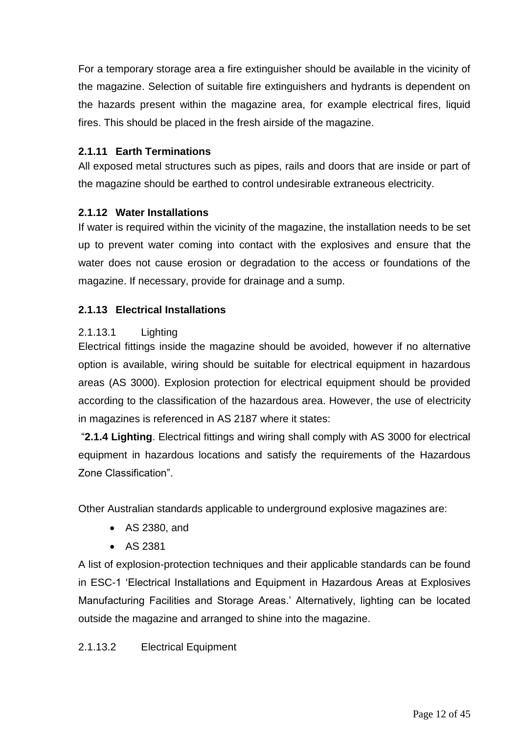For a temporary storage area a fire extinguisher should be available in the vicinity of the magazine. Selection of suitable fire extinguishers and hydrants is dependent on the hazards present within the magazine area, for example electrical fires, liquid fires. This should be placed in the fresh airside of the magazine.

### 2.1.11 Earth Terminations

All exposed metal structures such as pipes, rails and doors that are inside or part of the magazine should be earthed to control undesirable extraneous electricity.

### 2.1.12 Water Installations

If water is required within the vicinity of the magazine, the installation needs to be set up to prevent water coming into contact with the explosives and ensure that the water does not cause erosion or degradation to the access or foundations of the magazine. If necessary, provide for drainage and a sump.

### 2.1.13 Electrical Installations

#### 2.1.13.1 Lighting

Electrical fittings inside the magazine should be avoided, however if no alternative option is available, wiring should be suitable for electrical equipment in hazardous areas (AS 3000). Explosion protection for electrical equipment should be provided according to the classification of the hazardous area. However, the use of electricity in magazines is referenced in AS 2187 where it states:

"**2.1.4 Lighting**. Electrical fittings and wiring shall comply with AS 3000 for electrical equipment in hazardous locations and satisfy the requirements of the Hazardous Zone Classification".

Other Australian standards applicable to underground explosive magazines are:

- AS 2380, and
- AS 2381

A list of explosion-protection techniques and their applicable standards can be found in ESC-1 'Electrical Installations and Equipment in Hazardous Areas at Explosives Manufacturing Facilities and Storage Areas.' Alternatively, lighting can be located outside the magazine and arranged to shine into the magazine.

#### 2.1.13.2 Electrical Equipment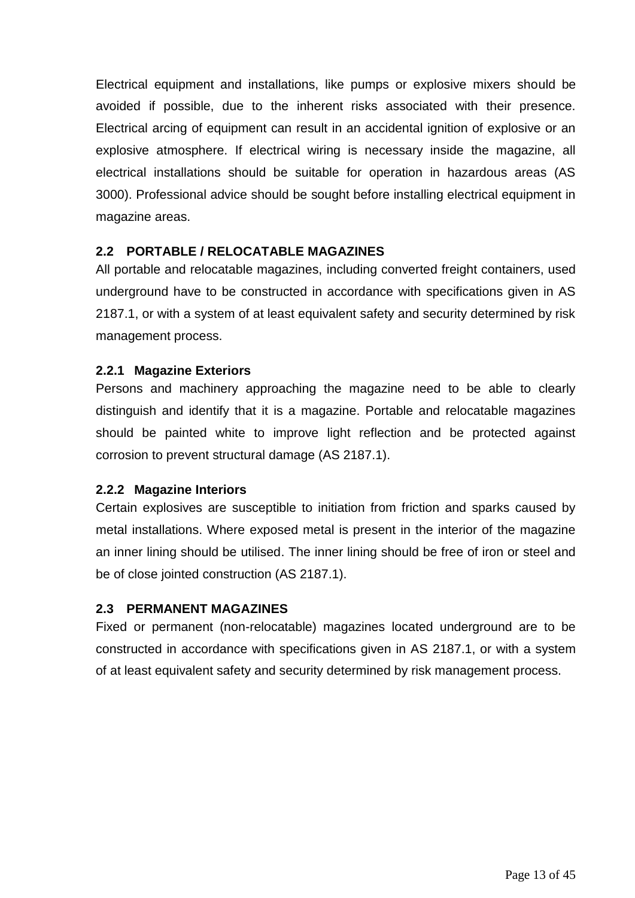Electrical equipment and installations, like pumps or explosive mixers should be avoided if possible, due to the inherent risks associated with their presence. Electrical arcing of equipment can result in an accidental ignition of explosive or an explosive atmosphere. If electrical wiring is necessary inside the magazine, all electrical installations should be suitable for operation in hazardous areas (AS 3000). Professional advice should be sought before installing electrical equipment in magazine areas.

## 2.2 PORTABLE / RELOCATABLE MAGAZINES

All portable and relocatable magazines, including converted freight containers, used underground have to be constructed in accordance with specifications given in AS 2187.1, or with a system of at least equivalent safety and security determined by risk management process.

### 2.2.1 Magazine Exteriors

Persons and machinery approaching the magazine need to be able to clearly distinguish and identify that it is a magazine. Portable and relocatable magazines should be painted white to improve light reflection and be protected against corrosion to prevent structural damage (AS 2187.1).

### 2.2.2 Magazine Interiors

Certain explosives are susceptible to initiation from friction and sparks caused by metal installations. Where exposed metal is present in the interior of the magazine an inner lining should be utilised. The inner lining should be free of iron or steel and be of close jointed construction (AS 2187.1).

## 2.3 PERMANENT MAGAZINES

Fixed or permanent (non-relocatable) magazines located underground are to be constructed in accordance with specifications given in AS 2187.1, or with a system of at least equivalent safety and security determined by risk management process.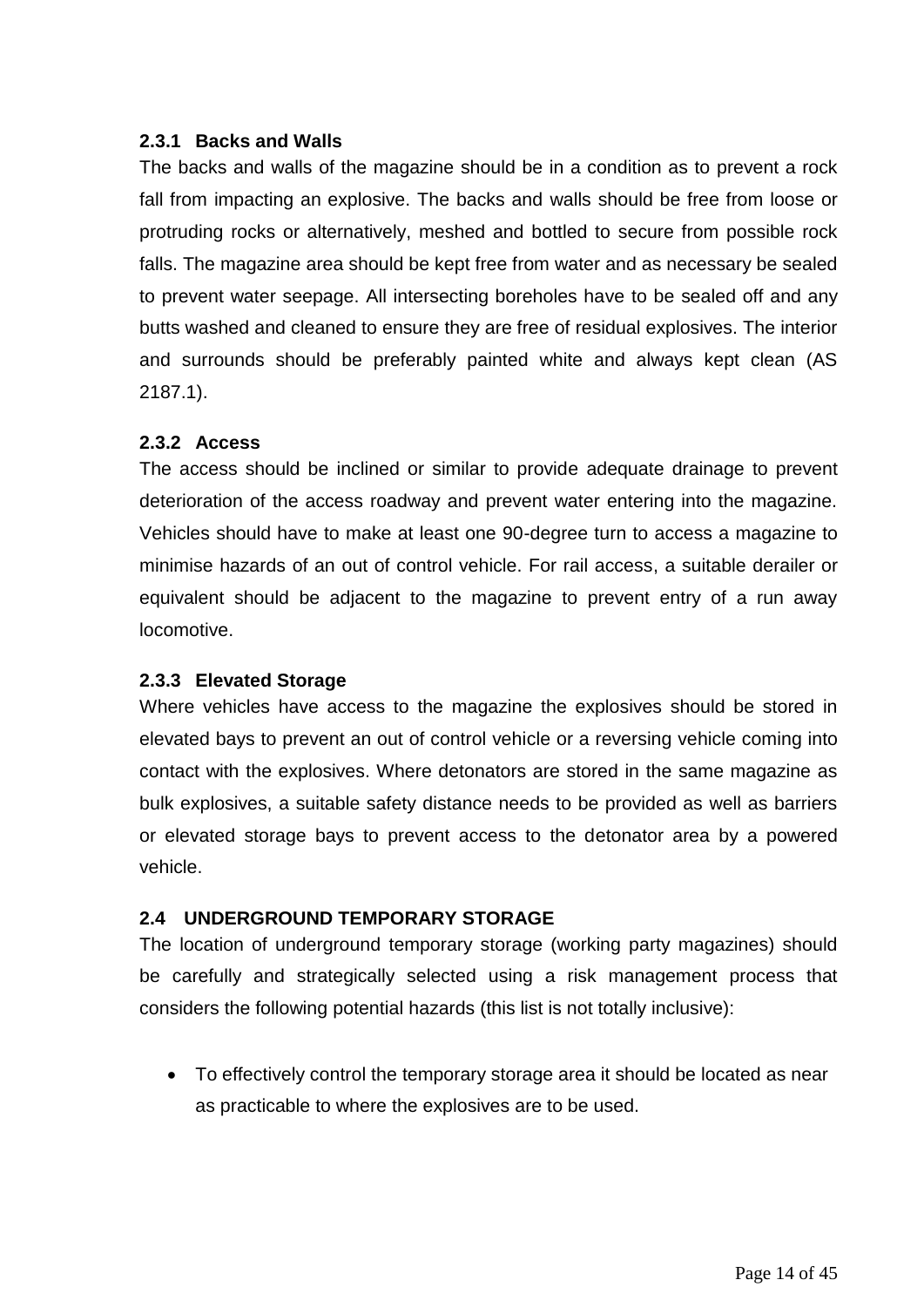### 2.3.1 Backs and Walls

The backs and walls of the magazine should be in a condition as to prevent a rock fall from impacting an explosive. The backs and walls should be free from loose or protruding rocks or alternatively, meshed and bottled to secure from possible rock falls. The magazine area should be kept free from water and as necessary be sealed to prevent water seepage. All intersecting boreholes have to be sealed off and any butts washed and cleaned to ensure they are free of residual explosives. The interior and surrounds should be preferably painted white and always kept clean (AS 2187.1).

### 2.3.2 Access

The access should be inclined or similar to provide adequate drainage to prevent deterioration of the access roadway and prevent water entering into the magazine. Vehicles should have to make at least one 90-degree turn to access a magazine to minimise hazards of an out of control vehicle. For rail access, a suitable derailer or equivalent should be adjacent to the magazine to prevent entry of a run away locomotive.

### 2.3.3 Elevated Storage

Where vehicles have access to the magazine the explosives should be stored in elevated bays to prevent an out of control vehicle or a reversing vehicle coming into contact with the explosives. Where detonators are stored in the same magazine as bulk explosives, a suitable safety distance needs to be provided as well as barriers or elevated storage bays to prevent access to the detonator area by a powered vehicle.

## 2.4 UNDERGROUND TEMPORARY STORAGE

The location of underground temporary storage (working party magazines) should be carefully and strategically selected using a risk management process that considers the following potential hazards (this list is not totally inclusive):

- To effectively control the temporary storage area it should be located as near as practicable to where the explosives are to be used.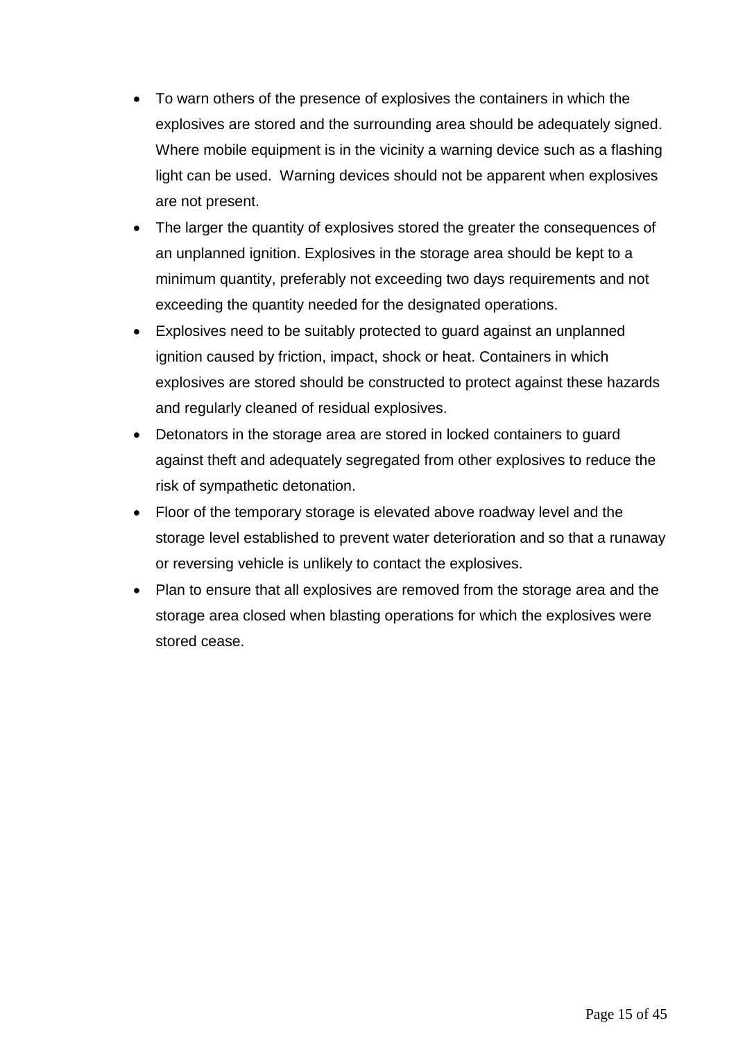- To warn others of the presence of explosives the containers in which the explosives are stored and the surrounding area should be adequately signed. Where mobile equipment is in the vicinity a warning device such as a flashing light can be used. Warning devices should not be apparent when explosives are not present.
- The larger the quantity of explosives stored the greater the consequences of an unplanned ignition. Explosives in the storage area should be kept to a minimum quantity, preferably not exceeding two days requirements and not exceeding the quantity needed for the designated operations.
- Explosives need to be suitably protected to guard against an unplanned ignition caused by friction, impact, shock or heat. Containers in which explosives are stored should be constructed to protect against these hazards and regularly cleaned of residual explosives.
- Detonators in the storage area are stored in locked containers to guard against theft and adequately segregated from other explosives to reduce the risk of sympathetic detonation.
- Floor of the temporary storage is elevated above roadway level and the storage level established to prevent water deterioration and so that a runaway or reversing vehicle is unlikely to contact the explosives.
- Plan to ensure that all explosives are removed from the storage area and the storage area closed when blasting operations for which the explosives were stored cease.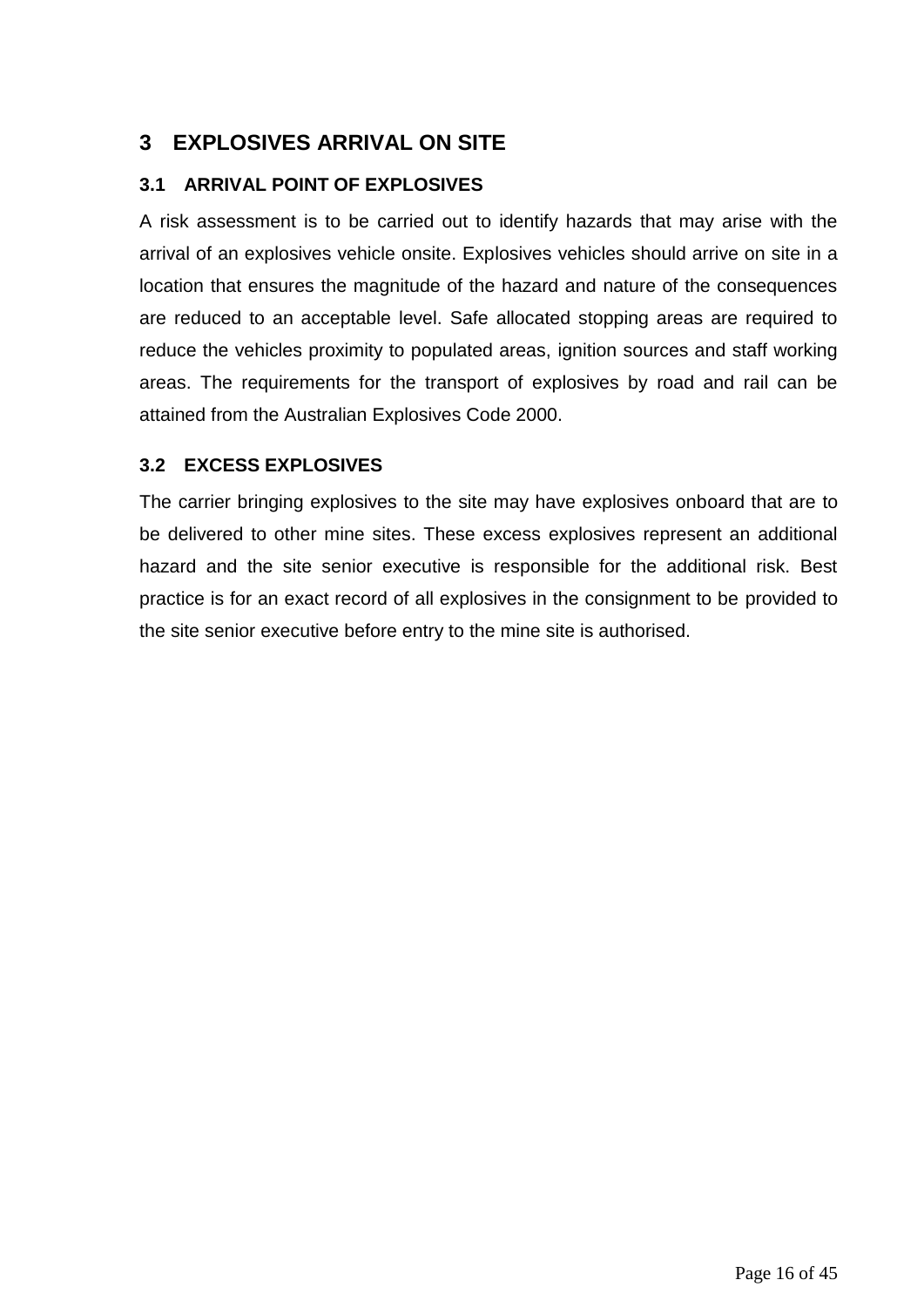# 3 EXPLOSIVES ARRIVAL ON SITE

## 3.1 ARRIVAL POINT OF EXPLOSIVES

A risk assessment is to be carried out to identify hazards that may arise with the arrival of an explosives vehicle onsite. Explosives vehicles should arrive on site in a location that ensures the magnitude of the hazard and nature of the consequences are reduced to an acceptable level. Safe allocated stopping areas are required to reduce the vehicles proximity to populated areas, ignition sources and staff working areas. The requirements for the transport of explosives by road and rail can be attained from the Australian Explosives Code 2000.

## 3.2 EXCESS EXPLOSIVES

The carrier bringing explosives to the site may have explosives onboard that are to be delivered to other mine sites. These excess explosives represent an additional hazard and the site senior executive is responsible for the additional risk. Best practice is for an exact record of all explosives in the consignment to be provided to the site senior executive before entry to the mine site is authorised.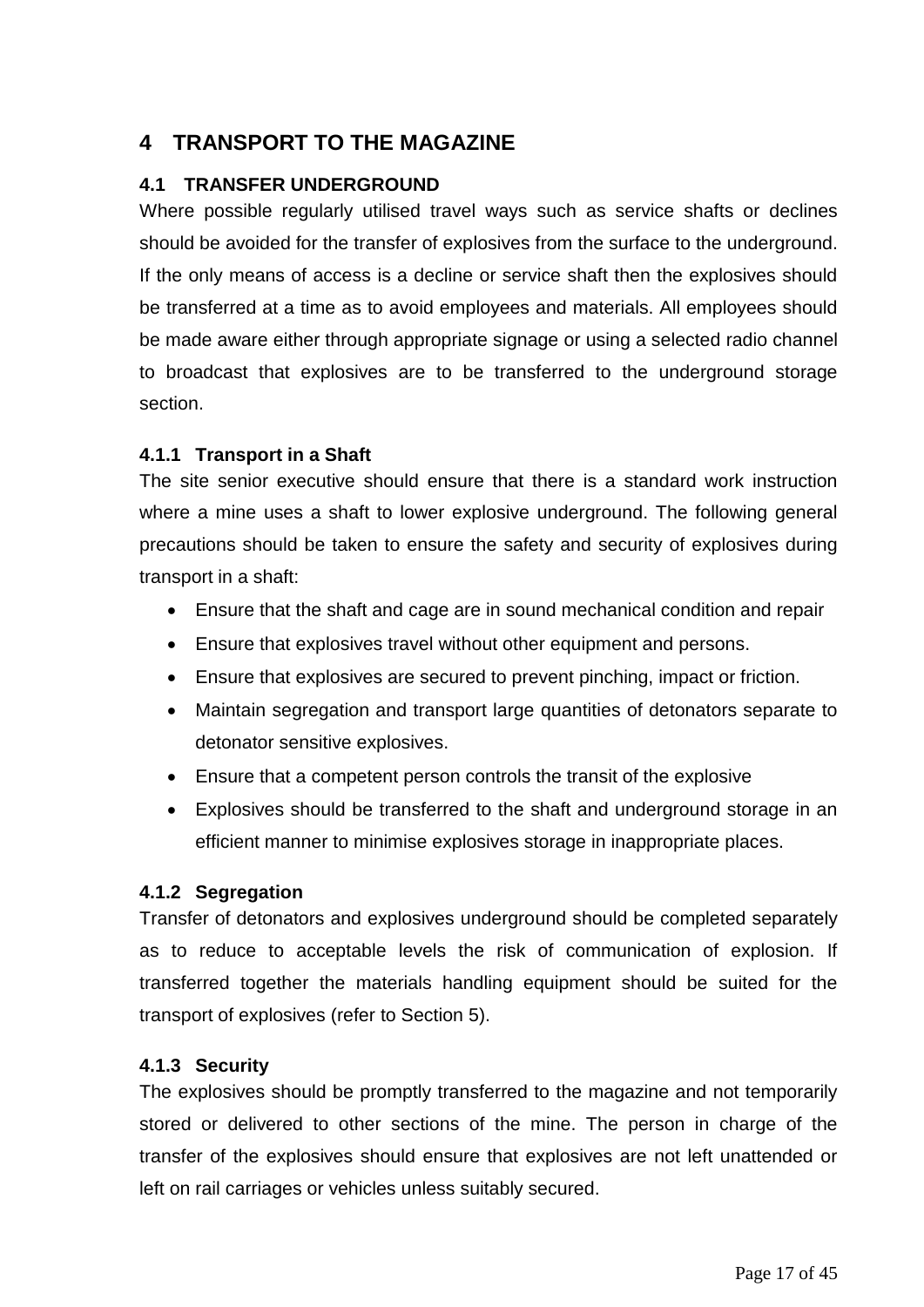# 4 TRANSPORT TO THE MAGAZINE

## 4.1 TRANSFER UNDERGROUND

Where possible regularly utilised travel ways such as service shafts or declines should be avoided for the transfer of explosives from the surface to the underground. If the only means of access is a decline or service shaft then the explosives should be transferred at a time as to avoid employees and materials. All employees should be made aware either through appropriate signage or using a selected radio channel to broadcast that explosives are to be transferred to the underground storage section.

### 4.1.1 Transport in a Shaft

The site senior executive should ensure that there is a standard work instruction where a mine uses a shaft to lower explosive underground. The following general precautions should be taken to ensure the safety and security of explosives during transport in a shaft:

- Ensure that the shaft and cage are in sound mechanical condition and repair
- Ensure that explosives travel without other equipment and persons.
- Ensure that explosives are secured to prevent pinching, impact or friction.
- Maintain segregation and transport large quantities of detonators separate to detonator sensitive explosives.
- Ensure that a competent person controls the transit of the explosive
- Explosives should be transferred to the shaft and underground storage in an efficient manner to minimise explosives storage in inappropriate places.

### 4.1.2 Segregation

Transfer of detonators and explosives underground should be completed separately as to reduce to acceptable levels the risk of communication of explosion. If transferred together the materials handling equipment should be suited for the transport of explosives (refer to Section 5).

### 4.1.3 Security

The explosives should be promptly transferred to the magazine and not temporarily stored or delivered to other sections of the mine. The person in charge of the transfer of the explosives should ensure that explosives are not left unattended or left on rail carriages or vehicles unless suitably secured.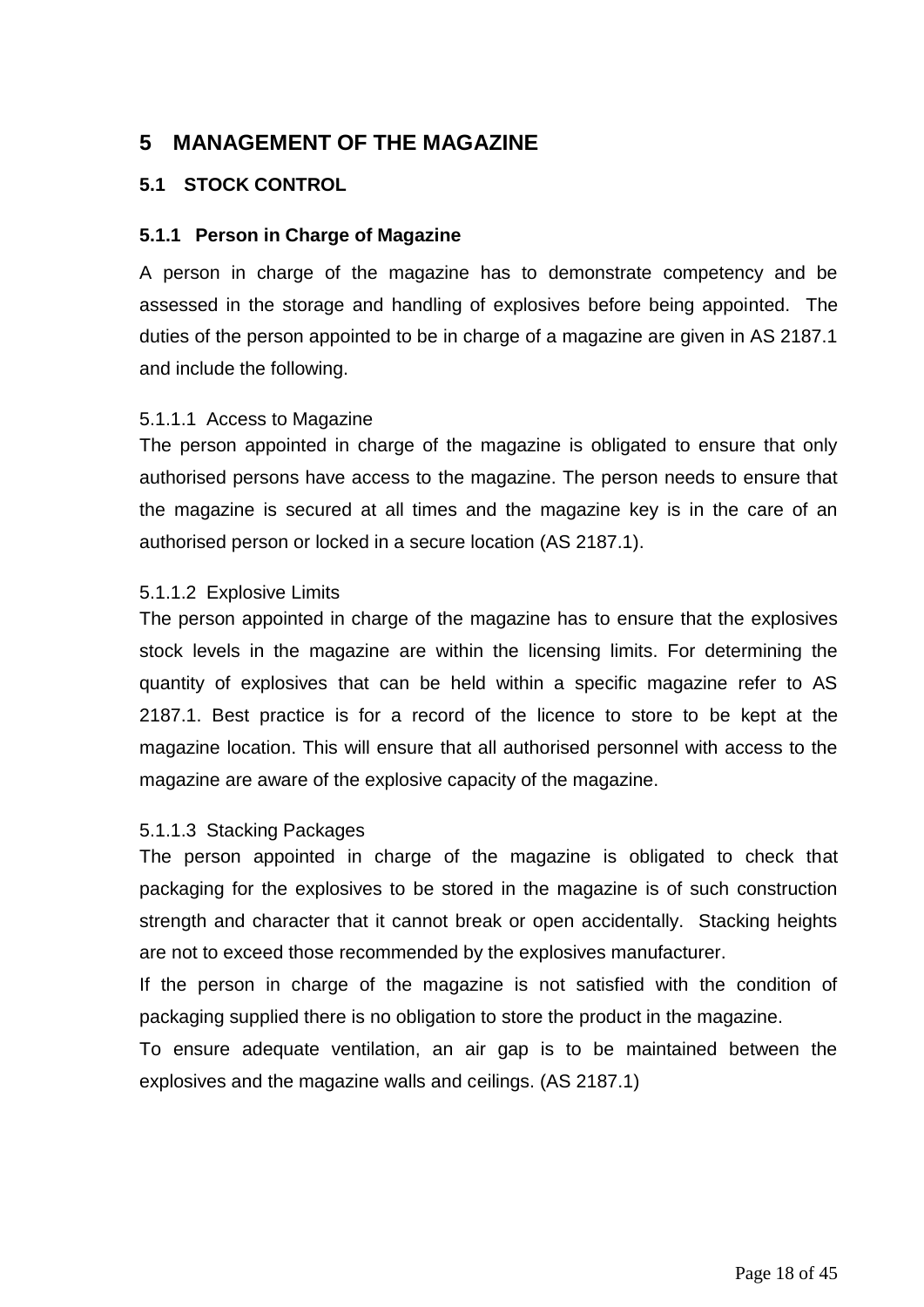# 5 MANAGEMENT OF THE MAGAZINE

## 5.1 STOCK CONTROL

### 5.1.1 Person in Charge of Magazine

A person in charge of the magazine has to demonstrate competency and be assessed in the storage and handling of explosives before being appointed. The duties of the person appointed to be in charge of a magazine are given in AS 2187.1 and include the following.

#### 5.1.1.1 Access to Magazine

The person appointed in charge of the magazine is obligated to ensure that only authorised persons have access to the magazine. The person needs to ensure that the magazine is secured at all times and the magazine key is in the care of an authorised person or locked in a secure location (AS 2187.1).

#### 5.1.1.2 Explosive Limits

The person appointed in charge of the magazine has to ensure that the explosives stock levels in the magazine are within the licensing limits. For determining the quantity of explosives that can be held within a specific magazine refer to AS 2187.1. Best practice is for a record of the licence to store to be kept at the magazine location. This will ensure that all authorised personnel with access to the magazine are aware of the explosive capacity of the magazine.

#### 5.1.1.3 Stacking Packages

The person appointed in charge of the magazine is obligated to check that packaging for the explosives to be stored in the magazine is of such construction strength and character that it cannot break or open accidentally. Stacking heights are not to exceed those recommended by the explosives manufacturer.

If the person in charge of the magazine is not satisfied with the condition of packaging supplied there is no obligation to store the product in the magazine.

To ensure adequate ventilation, an air gap is to be maintained between the explosives and the magazine walls and ceilings. (AS 2187.1)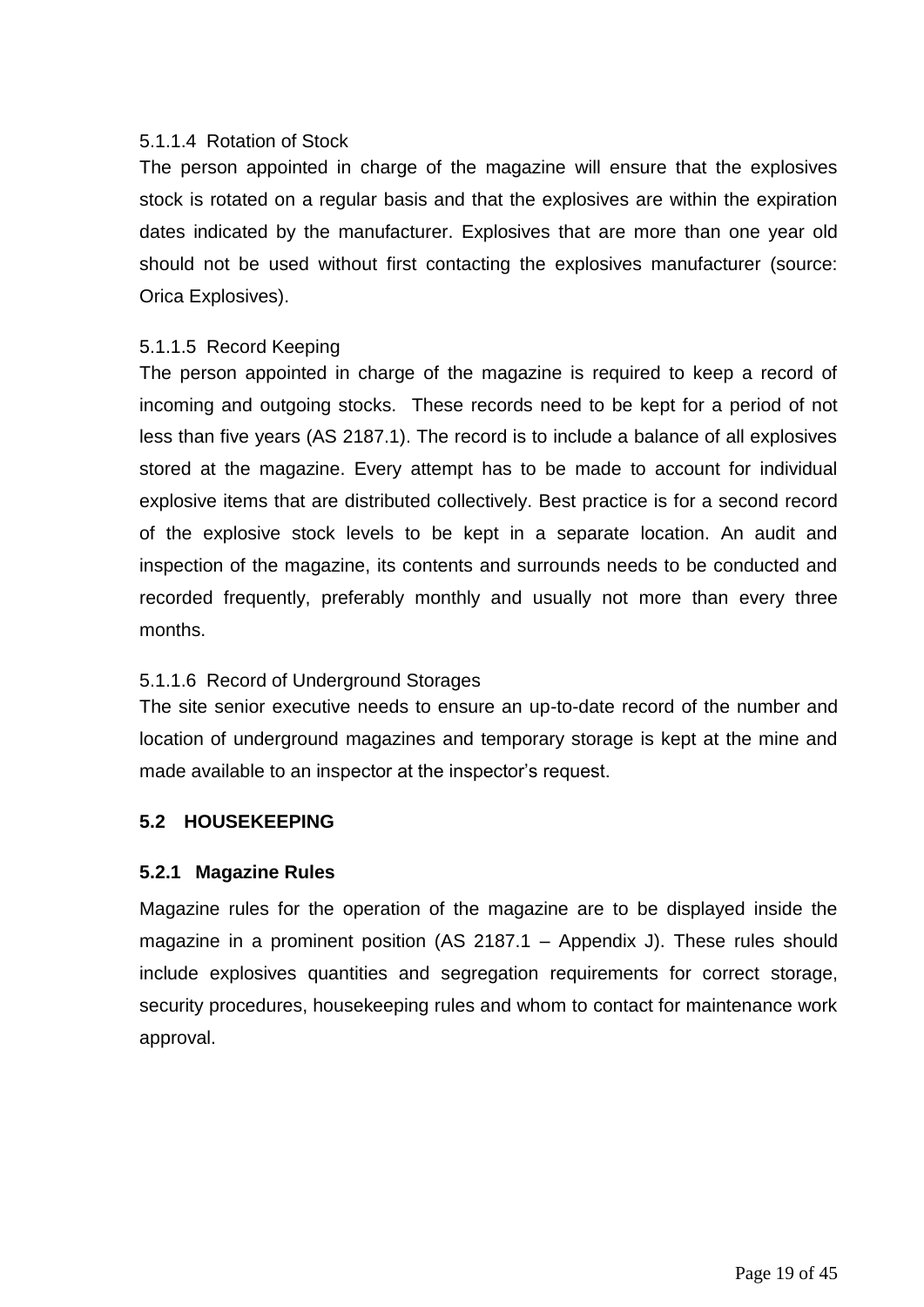5.1.1.4 Rotation of Stock

The person appointed in charge of the magazine will ensure that the explosives stock is rotated on a regular basis and that the explosives are within the expiration dates indicated by the manufacturer. Explosives that are more than one year old should not be used without first contacting the explosives manufacturer (source: Orica Explosives).

5.1.1.5 Record Keeping

The person appointed in charge of the magazine is required to keep a record of incoming and outgoing stocks. These records need to be kept for a period of not less than five years (AS 2187.1). The record is to include a balance of all explosives stored at the magazine. Every attempt has to be made to account for individual explosive items that are distributed collectively. Best practice is for a second record of the explosive stock levels to be kept in a separate location. An audit and inspection of the magazine, its contents and surrounds needs to be conducted and recorded frequently, preferably monthly and usually not more than every three months.

5.1.1.6 Record of Underground Storages

The site senior executive needs to ensure an up-to-date record of the number and location of underground magazines and temporary storage is kept at the mine and made available to an inspector at the inspector's request.

## 5.2 HOUSEKEEPING

### 5.2.1 Magazine Rules

Magazine rules for the operation of the magazine are to be displayed inside the magazine in a prominent position (AS 2187.1 – Appendix J). These rules should include explosives quantities and segregation requirements for correct storage, security procedures, housekeeping rules and whom to contact for maintenance work approval.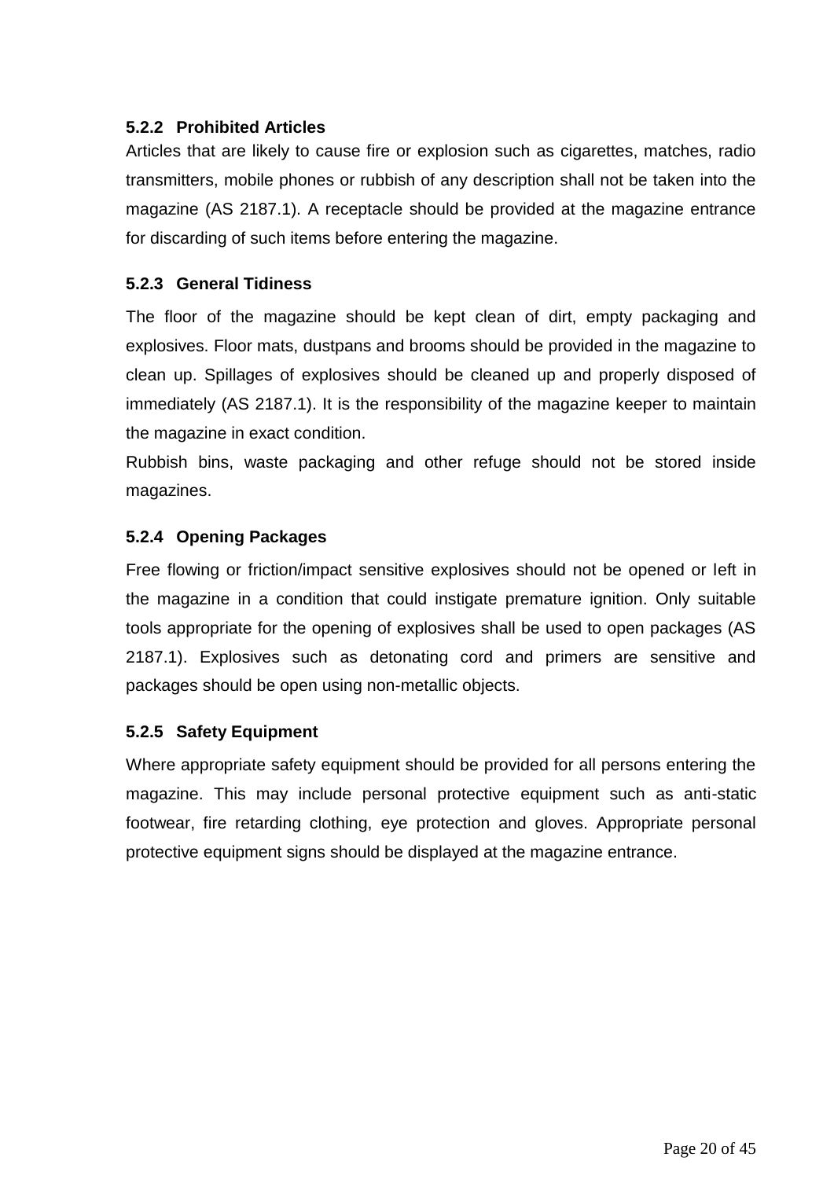#### 5.2.2 Prohibited Articles

Articles that are likely to cause fire or explosion such as cigarettes, matches, radio transmitters, mobile phones or rubbish of any description shall not be taken into the magazine (AS 2187.1). A receptacle should be provided at the magazine entrance for discarding of such items before entering the magazine.

#### 5.2.3 General Tidiness

The floor of the magazine should be kept clean of dirt, empty packaging and explosives. Floor mats, dustpans and brooms should be provided in the magazine to clean up. Spillages of explosives should be cleaned up and properly disposed of immediately (AS 2187.1). It is the responsibility of the magazine keeper to maintain the magazine in exact condition.

Rubbish bins, waste packaging and other refuge should not be stored inside magazines.

#### 5.2.4 Opening Packages

Free flowing or friction/impact sensitive explosives should not be opened or left in the magazine in a condition that could instigate premature ignition. Only suitable tools appropriate for the opening of explosives shall be used to open packages (AS 2187.1). Explosives such as detonating cord and primers are sensitive and packages should be open using non-metallic objects.

#### 5.2.5 Safety Equipment

Where appropriate safety equipment should be provided for all persons entering the magazine. This may include personal protective equipment such as anti-static footwear, fire retarding clothing, eye protection and gloves. Appropriate personal protective equipment signs should be displayed at the magazine entrance.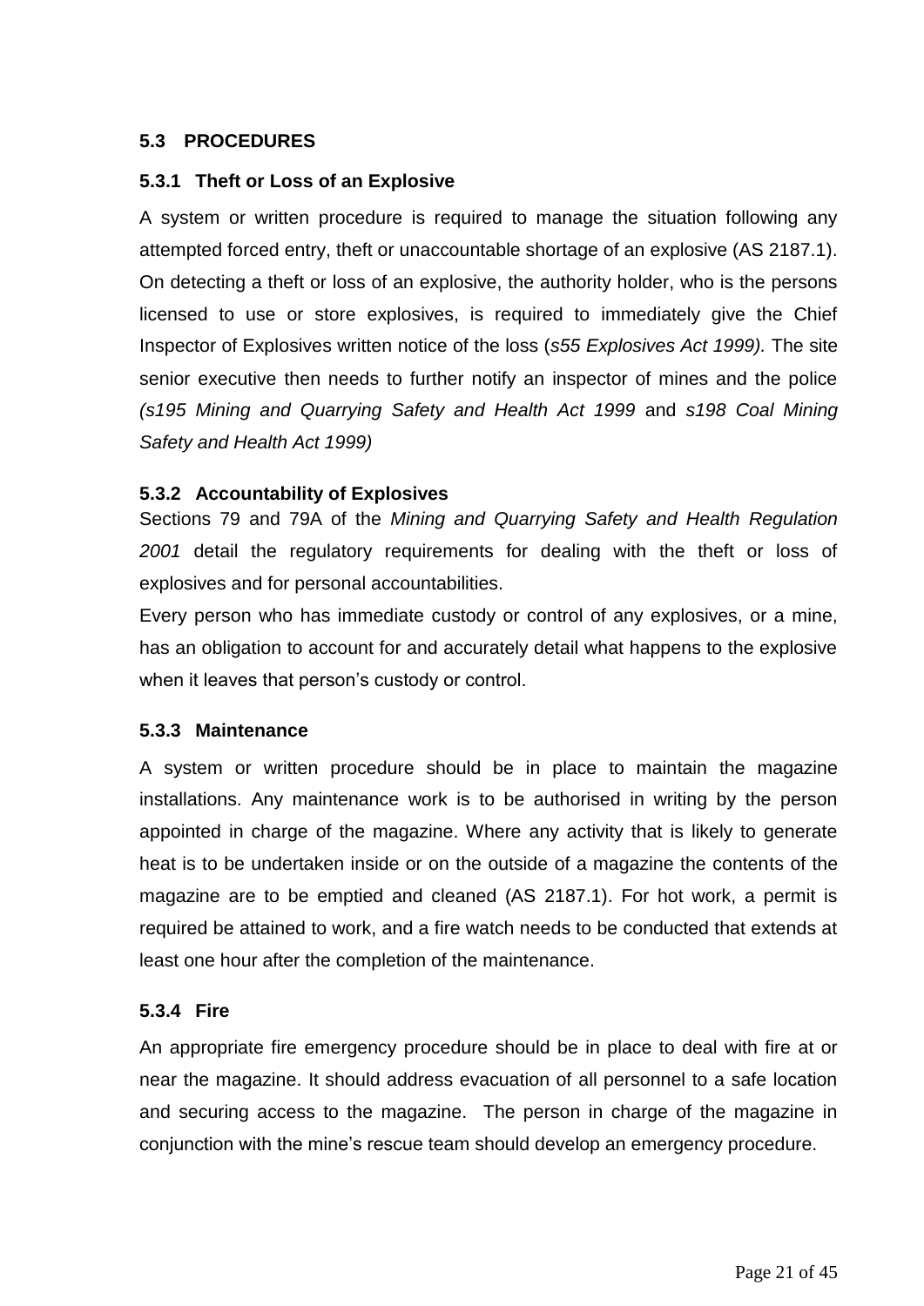## 5.3 PROCEDURES

### 5.3.1 Theft or Loss of an Explosive

A system or written procedure is required to manage the situation following any attempted forced entry, theft or unaccountable shortage of an explosive (AS 2187.1). On detecting a theft or loss of an explosive, the authority holder, who is the persons licensed to use or store explosives, is required to immediately give the Chief Inspector of Explosives written notice of the loss (*s55 Explosives Act 1999).* The site senior executive then needs to further notify an inspector of mines and the police *(s195 Mining and Quarrying Safety and Health Act 1999* and *s198 Coal Mining Safety and Health Act 1999)*

### 5.3.2 Accountability of Explosives

Sections 79 and 79A of the *Mining and Quarrying Safety and Health Regulation 2001* detail the regulatory requirements for dealing with the theft or loss of explosives and for personal accountabilities.

Every person who has immediate custody or control of any explosives, or a mine, has an obligation to account for and accurately detail what happens to the explosive when it leaves that person's custody or control.

### 5.3.3 Maintenance

A system or written procedure should be in place to maintain the magazine installations. Any maintenance work is to be authorised in writing by the person appointed in charge of the magazine. Where any activity that is likely to generate heat is to be undertaken inside or on the outside of a magazine the contents of the magazine are to be emptied and cleaned (AS 2187.1). For hot work, a permit is required be attained to work, and a fire watch needs to be conducted that extends at least one hour after the completion of the maintenance.

### 5.3.4 Fire

An appropriate fire emergency procedure should be in place to deal with fire at or near the magazine. It should address evacuation of all personnel to a safe location and securing access to the magazine. The person in charge of the magazine in conjunction with the mine's rescue team should develop an emergency procedure.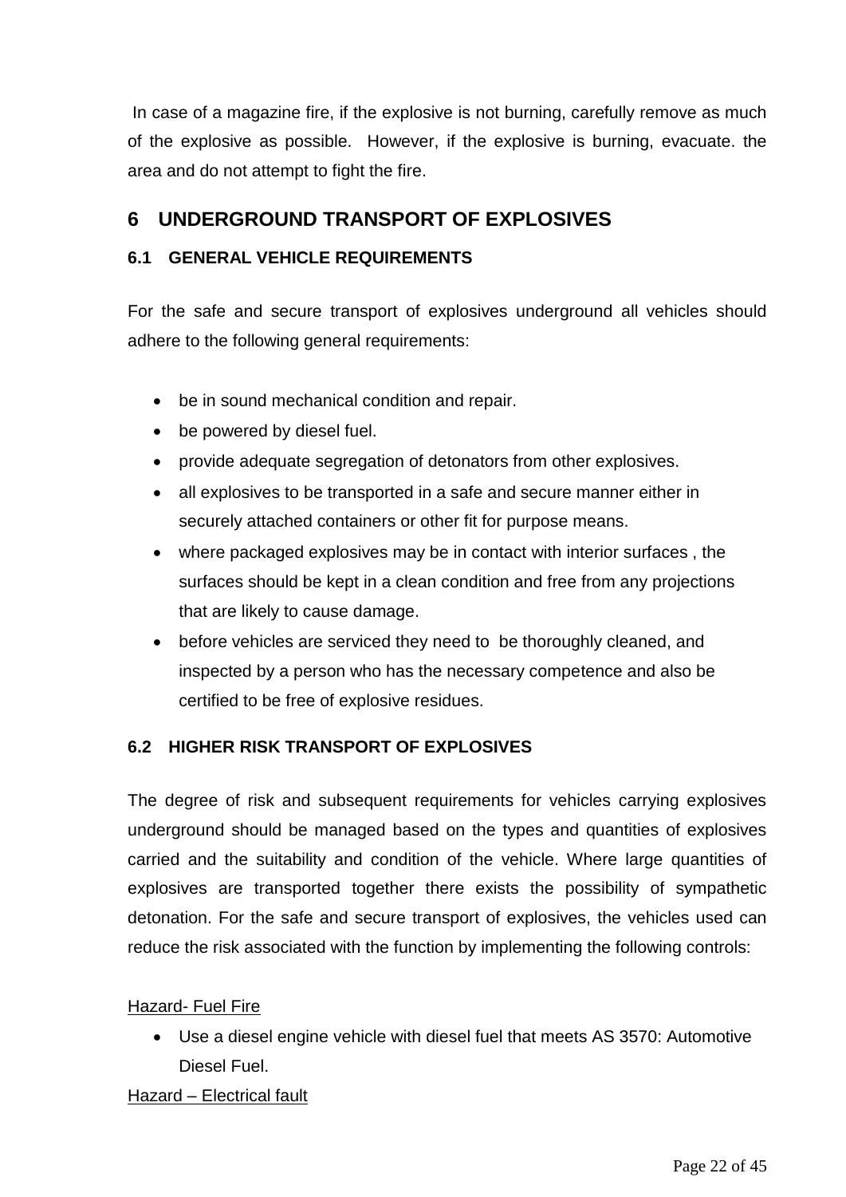In case of a magazine fire, if the explosive is not burning, carefully remove as much of the explosive as possible. However, if the explosive is burning, evacuate. the area and do not attempt to fight the fire.

# 6 UNDERGROUND TRANSPORT OF EXPLOSIVES

## 6.1 GENERAL VEHICLE REQUIREMENTS

For the safe and secure transport of explosives underground all vehicles should adhere to the following general requirements:

- be in sound mechanical condition and repair.
- be powered by diesel fuel.
- provide adequate segregation of detonators from other explosives.
- all explosives to be transported in a safe and secure manner either in securely attached containers or other fit for purpose means.
- where packaged explosives may be in contact with interior surfaces , the surfaces should be kept in a clean condition and free from any projections that are likely to cause damage.
- before vehicles are serviced they need to be thoroughly cleaned, and inspected by a person who has the necessary competence and also be certified to be free of explosive residues.

## 6.2 HIGHER RISK TRANSPORT OF EXPLOSIVES

The degree of risk and subsequent requirements for vehicles carrying explosives underground should be managed based on the types and quantities of explosives carried and the suitability and condition of the vehicle. Where large quantities of explosives are transported together there exists the possibility of sympathetic detonation. For the safe and secure transport of explosives, the vehicles used can reduce the risk associated with the function by implementing the following controls:

<u>Hazard- Fuel Fire</u>

- Use a diesel engine vehicle with diesel fuel that meets AS 3570: Automotive Diesel Fuel.

<u>Hazard – Electrical fault</u>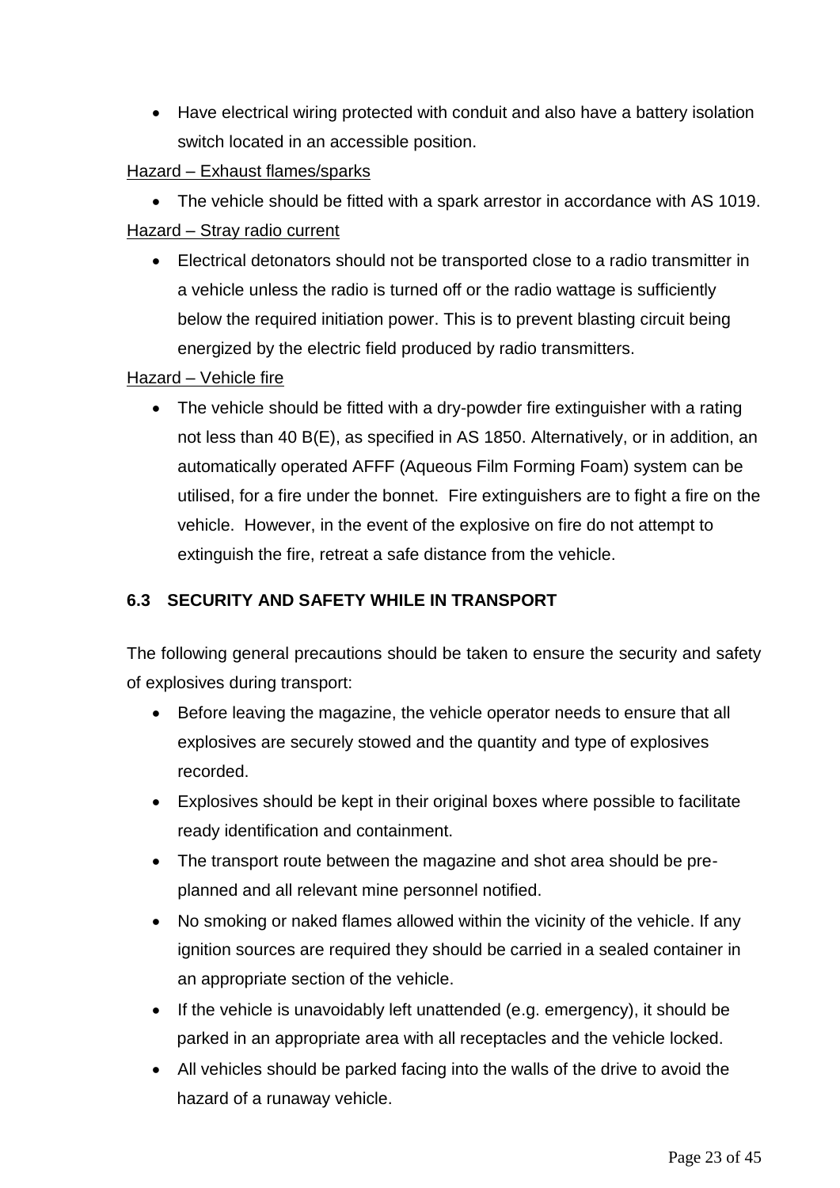- Have electrical wiring protected with conduit and also have a battery isolation switch located in an accessible position.

<u>Hazard – Exhaust flames/sparks</u>

- The vehicle should be fitted with a spark arrestor in accordance with AS 1019.

<u>Hazard – Stray radio current</u>

- Electrical detonators should not be transported close to a radio transmitter in a vehicle unless the radio is turned off or the radio wattage is sufficiently below the required initiation power. This is to prevent blasting circuit being energized by the electric field produced by radio transmitters.

<u>Hazard – Vehicle fire</u>

- The vehicle should be fitted with a dry-powder fire extinguisher with a rating not less than 40 B(E), as specified in AS 1850. Alternatively, or in addition, an automatically operated AFFF (Aqueous Film Forming Foam) system can be utilised, for a fire under the bonnet.  Fire extinguishers are to fight a fire on the vehicle.  However, in the event of the explosive on fire do not attempt to extinguish the fire, retreat a safe distance from the vehicle.

### 6.3 SECURITY AND SAFETY WHILE IN TRANSPORT

The following general precautions should be taken to ensure the security and safety of explosives during transport:

- Before leaving the magazine, the vehicle operator needs to ensure that all explosives are securely stowed and the quantity and type of explosives recorded.
- Explosives should be kept in their original boxes where possible to facilitate ready identification and containment.
- The transport route between the magazine and shot area should be pre-planned and all relevant mine personnel notified.
- No smoking or naked flames allowed within the vicinity of the vehicle. If any ignition sources are required they should be carried in a sealed container in an appropriate section of the vehicle.
- If the vehicle is unavoidably left unattended (e.g. emergency), it should be parked in an appropriate area with all receptacles and the vehicle locked.
- All vehicles should be parked facing into the walls of the drive to avoid the hazard of a runaway vehicle.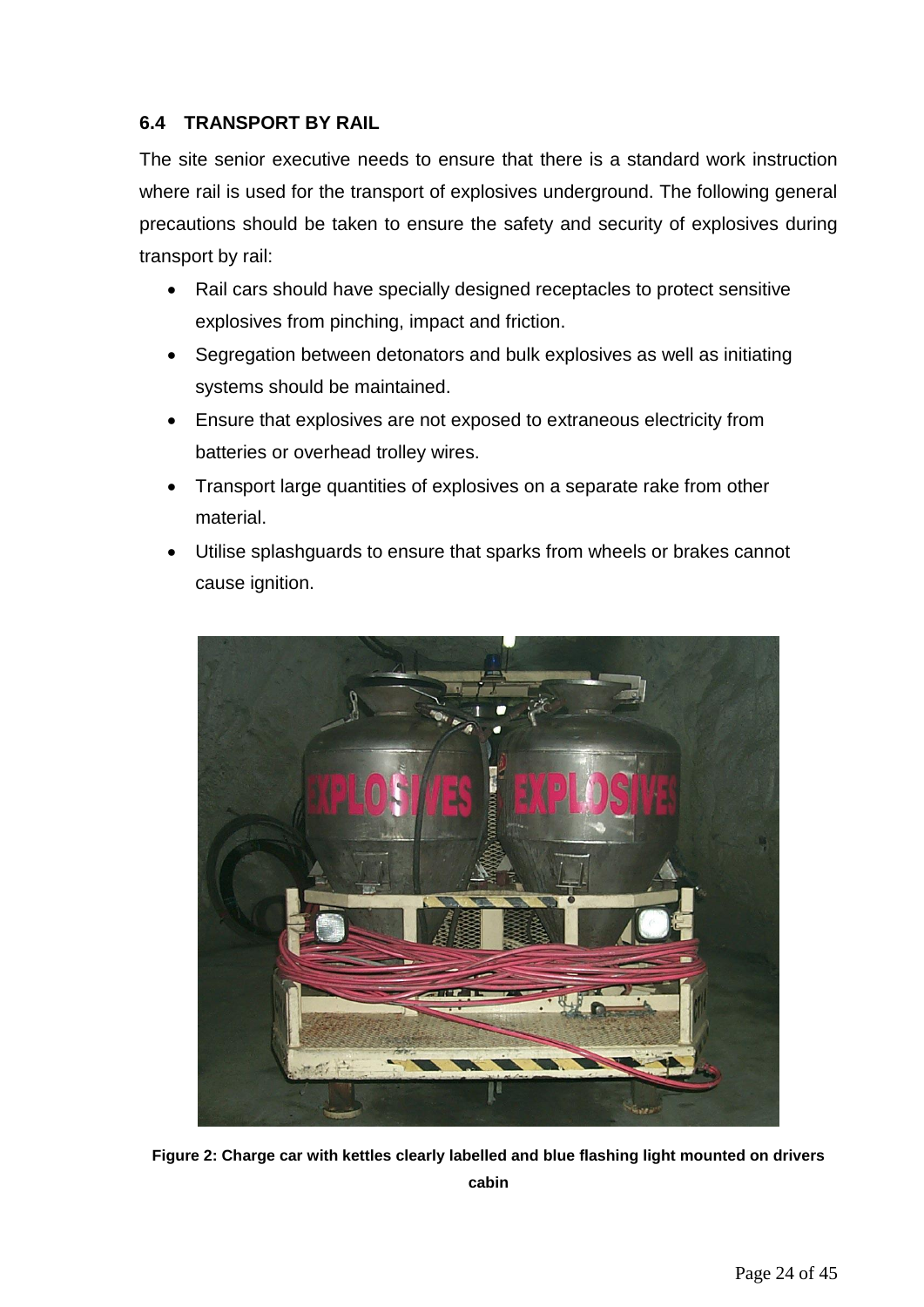## 6.4 TRANSPORT BY RAIL

The site senior executive needs to ensure that there is a standard work instruction where rail is used for the transport of explosives underground. The following general precautions should be taken to ensure the safety and security of explosives during transport by rail:

- Rail cars should have specially designed receptacles to protect sensitive explosives from pinching, impact and friction.
- Segregation between detonators and bulk explosives as well as initiating systems should be maintained.
- Ensure that explosives are not exposed to extraneous electricity from batteries or overhead trolley wires.
- Transport large quantities of explosives on a separate rake from other material.
- Utilise splashguards to ensure that sparks from wheels or brakes cannot cause ignition.

**Figure 2: Charge car with kettles clearly labelled and blue flashing light mounted on drivers cabin**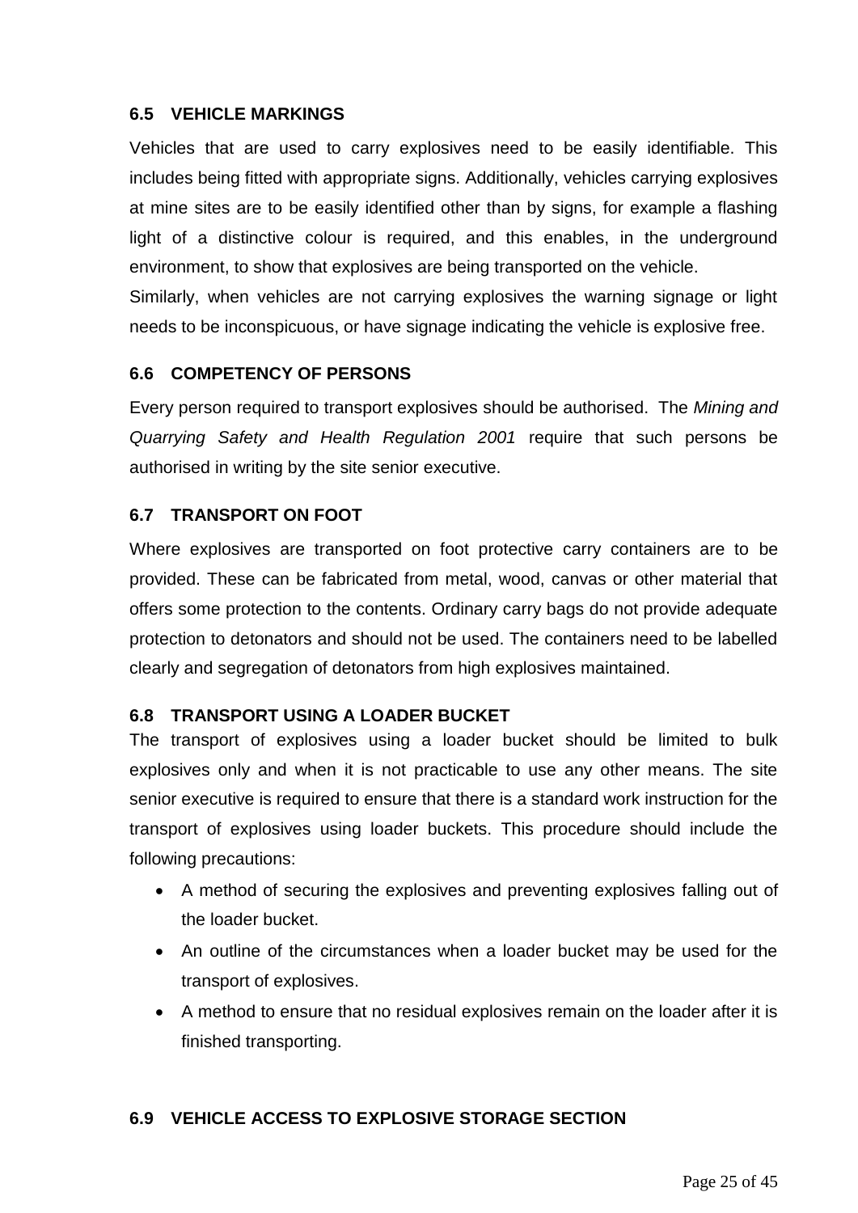### 6.5 VEHICLE MARKINGS

Vehicles that are used to carry explosives need to be easily identifiable. This includes being fitted with appropriate signs. Additionally, vehicles carrying explosives at mine sites are to be easily identified other than by signs, for example a flashing light of a distinctive colour is required, and this enables, in the underground environment, to show that explosives are being transported on the vehicle.
Similarly, when vehicles are not carrying explosives the warning signage or light needs to be inconspicuous, or have signage indicating the vehicle is explosive free.

### 6.6 COMPETENCY OF PERSONS

Every person required to transport explosives should be authorised. The *Mining and Quarrying Safety and Health Regulation 2001* require that such persons be authorised in writing by the site senior executive.

### 6.7 TRANSPORT ON FOOT

Where explosives are transported on foot protective carry containers are to be provided. These can be fabricated from metal, wood, canvas or other material that offers some protection to the contents. Ordinary carry bags do not provide adequate protection to detonators and should not be used. The containers need to be labelled clearly and segregation of detonators from high explosives maintained.

### 6.8 TRANSPORT USING A LOADER BUCKET

The transport of explosives using a loader bucket should be limited to bulk explosives only and when it is not practicable to use any other means. The site senior executive is required to ensure that there is a standard work instruction for the transport of explosives using loader buckets. This procedure should include the following precautions:

- A method of securing the explosives and preventing explosives falling out of the loader bucket.
- An outline of the circumstances when a loader bucket may be used for the transport of explosives.
- A method to ensure that no residual explosives remain on the loader after it is finished transporting.

### 6.9 VEHICLE ACCESS TO EXPLOSIVE STORAGE SECTION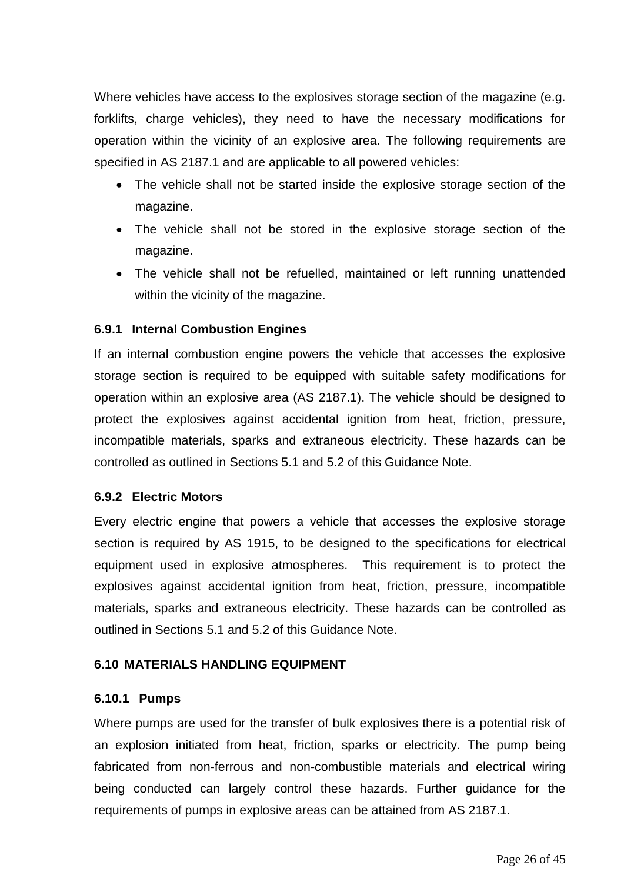Where vehicles have access to the explosives storage section of the magazine (e.g. forklifts, charge vehicles), they need to have the necessary modifications for operation within the vicinity of an explosive area. The following requirements are specified in AS 2187.1 and are applicable to all powered vehicles:

- The vehicle shall not be started inside the explosive storage section of the magazine.
- The vehicle shall not be stored in the explosive storage section of the magazine.
- The vehicle shall not be refuelled, maintained or left running unattended within the vicinity of the magazine.

### 6.9.1 Internal Combustion Engines

If an internal combustion engine powers the vehicle that accesses the explosive storage section is required to be equipped with suitable safety modifications for operation within an explosive area (AS 2187.1). The vehicle should be designed to protect the explosives against accidental ignition from heat, friction, pressure, incompatible materials, sparks and extraneous electricity. These hazards can be controlled as outlined in Sections 5.1 and 5.2 of this Guidance Note.

### 6.9.2 Electric Motors

Every electric engine that powers a vehicle that accesses the explosive storage section is required by AS 1915, to be designed to the specifications for electrical equipment used in explosive atmospheres. This requirement is to protect the explosives against accidental ignition from heat, friction, pressure, incompatible materials, sparks and extraneous electricity. These hazards can be controlled as outlined in Sections 5.1 and 5.2 of this Guidance Note.

## 6.10 MATERIALS HANDLING EQUIPMENT

### 6.10.1 Pumps

Where pumps are used for the transfer of bulk explosives there is a potential risk of an explosion initiated from heat, friction, sparks or electricity. The pump being fabricated from non-ferrous and non-combustible materials and electrical wiring being conducted can largely control these hazards. Further guidance for the requirements of pumps in explosive areas can be attained from AS 2187.1.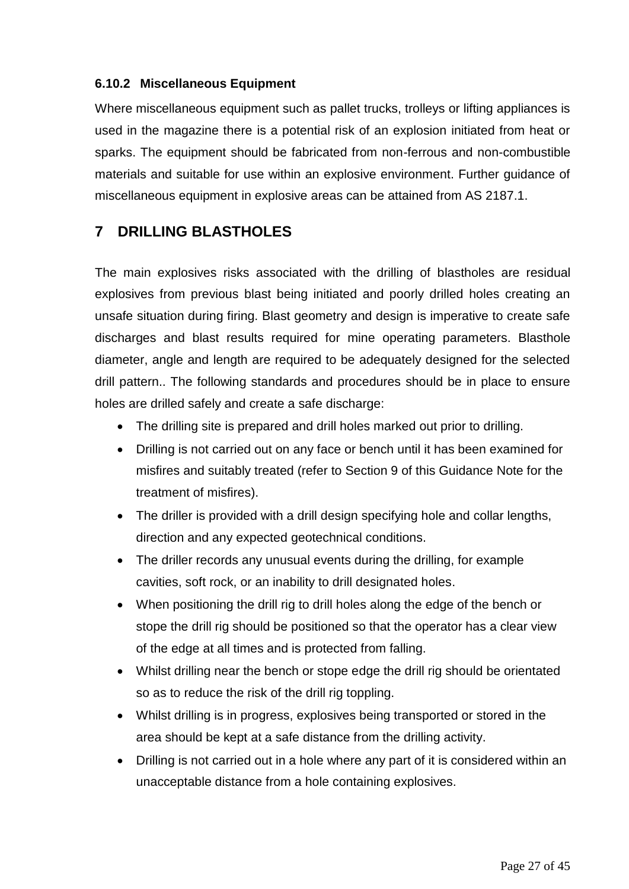### 6.10.2 Miscellaneous Equipment

Where miscellaneous equipment such as pallet trucks, trolleys or lifting appliances is used in the magazine there is a potential risk of an explosion initiated from heat or sparks. The equipment should be fabricated from non-ferrous and non-combustible materials and suitable for use within an explosive environment. Further guidance of miscellaneous equipment in explosive areas can be attained from AS 2187.1.

## 7 DRILLING BLASTHOLES

The main explosives risks associated with the drilling of blastholes are residual explosives from previous blast being initiated and poorly drilled holes creating an unsafe situation during firing. Blast geometry and design is imperative to create safe discharges and blast results required for mine operating parameters. Blasthole diameter, angle and length are required to be adequately designed for the selected drill pattern.. The following standards and procedures should be in place to ensure holes are drilled safely and create a safe discharge:

- The drilling site is prepared and drill holes marked out prior to drilling.
- Drilling is not carried out on any face or bench until it has been examined for misfires and suitably treated (refer to Section 9 of this Guidance Note for the treatment of misfires).
- The driller is provided with a drill design specifying hole and collar lengths, direction and any expected geotechnical conditions.
- The driller records any unusual events during the drilling, for example cavities, soft rock, or an inability to drill designated holes.
- When positioning the drill rig to drill holes along the edge of the bench or stope the drill rig should be positioned so that the operator has a clear view of the edge at all times and is protected from falling.
- Whilst drilling near the bench or stope edge the drill rig should be orientated so as to reduce the risk of the drill rig toppling.
- Whilst drilling is in progress, explosives being transported or stored in the area should be kept at a safe distance from the drilling activity.
- Drilling is not carried out in a hole where any part of it is considered within an unacceptable distance from a hole containing explosives.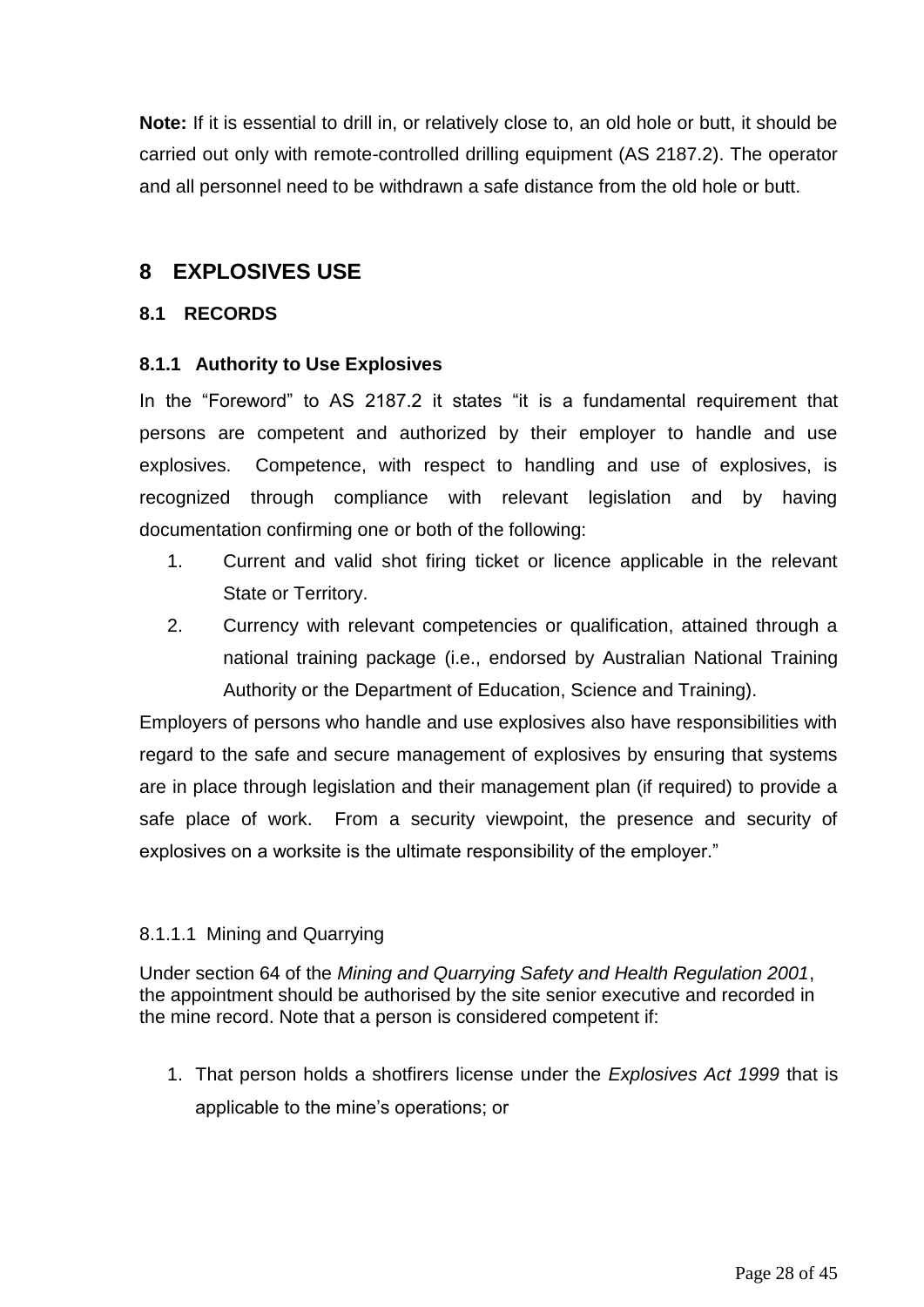**Note:** If it is essential to drill in, or relatively close to, an old hole or butt, it should be carried out only with remote-controlled drilling equipment (AS 2187.2). The operator and all personnel need to be withdrawn a safe distance from the old hole or butt.

# 8 EXPLOSIVES USE

## 8.1 RECORDS

### 8.1.1 Authority to Use Explosives

In the "Foreword" to AS 2187.2 it states "it is a fundamental requirement that persons are competent and authorized by their employer to handle and use explosives. Competence, with respect to handling and use of explosives, is recognized through compliance with relevant legislation and by having documentation confirming one or both of the following:

1. Current and valid shot firing ticket or licence applicable in the relevant State or Territory.
2. Currency with relevant competencies or qualification, attained through a national training package (i.e., endorsed by Australian National Training Authority or the Department of Education, Science and Training).

Employers of persons who handle and use explosives also have responsibilities with regard to the safe and secure management of explosives by ensuring that systems are in place through legislation and their management plan (if required) to provide a safe place of work. From a security viewpoint, the presence and security of explosives on a worksite is the ultimate responsibility of the employer."

#### 8.1.1.1 Mining and Quarrying

Under section 64 of the *Mining and Quarrying Safety and Health Regulation 2001*, the appointment should be authorised by the site senior executive and recorded in the mine record. Note that a person is considered competent if:

1. That person holds a shotfirers license under the *Explosives Act 1999* that is applicable to the mine's operations; or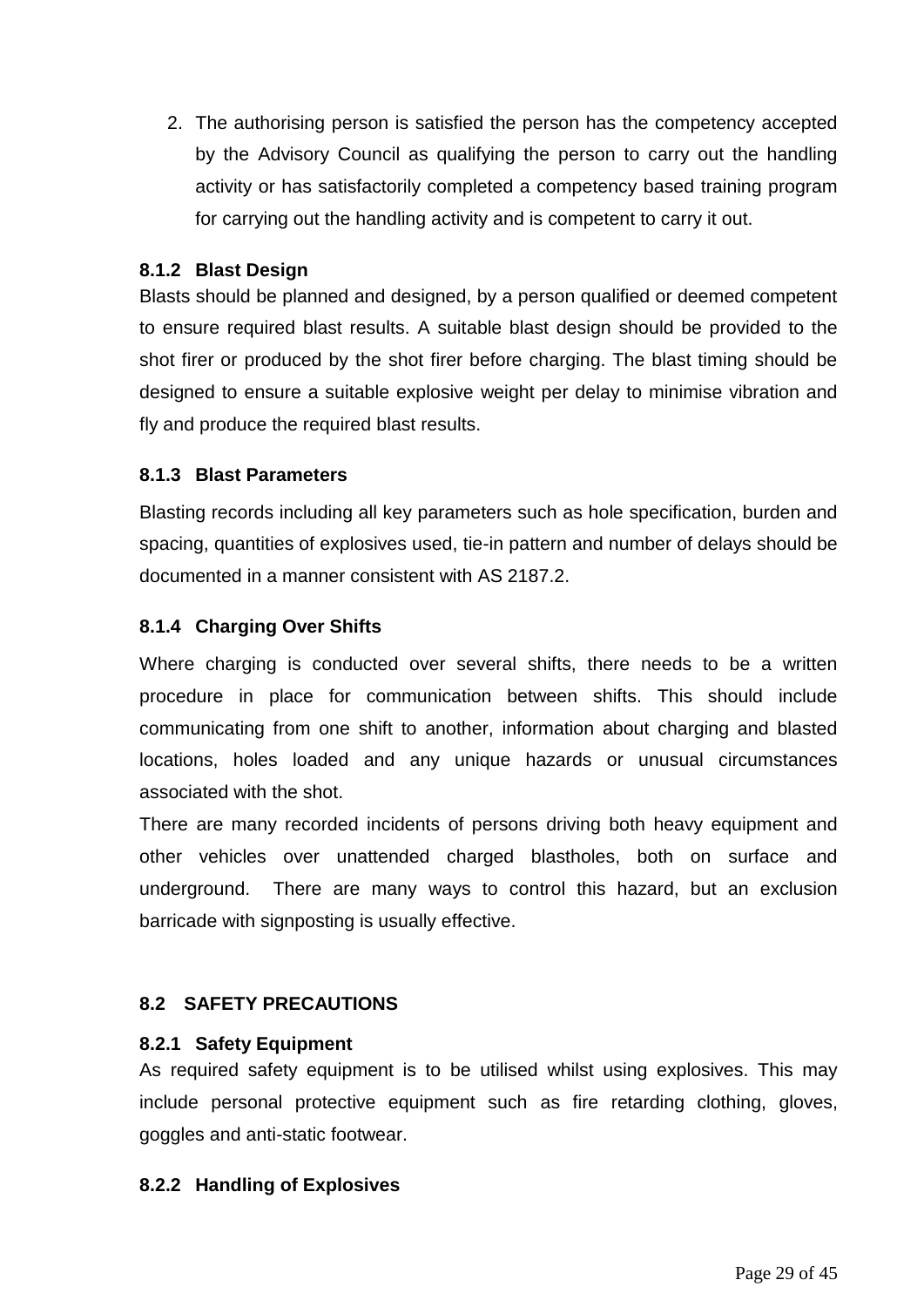2. The authorising person is satisfied the person has the competency accepted by the Advisory Council as qualifying the person to carry out the handling activity or has satisfactorily completed a competency based training program for carrying out the handling activity and is competent to carry it out.

#### 8.1.2 Blast Design

Blasts should be planned and designed, by a person qualified or deemed competent to ensure required blast results. A suitable blast design should be provided to the shot firer or produced by the shot firer before charging. The blast timing should be designed to ensure a suitable explosive weight per delay to minimise vibration and fly and produce the required blast results.

#### 8.1.3 Blast Parameters

Blasting records including all key parameters such as hole specification, burden and spacing, quantities of explosives used, tie-in pattern and number of delays should be documented in a manner consistent with AS 2187.2.

#### 8.1.4 Charging Over Shifts

Where charging is conducted over several shifts, there needs to be a written procedure in place for communication between shifts. This should include communicating from one shift to another, information about charging and blasted locations, holes loaded and any unique hazards or unusual circumstances associated with the shot.

There are many recorded incidents of persons driving both heavy equipment and other vehicles over unattended charged blastholes, both on surface and underground. There are many ways to control this hazard, but an exclusion barricade with signposting is usually effective.

### 8.2 SAFETY PRECAUTIONS

#### 8.2.1 Safety Equipment

As required safety equipment is to be utilised whilst using explosives. This may include personal protective equipment such as fire retarding clothing, gloves, goggles and anti-static footwear.

#### 8.2.2 Handling of Explosives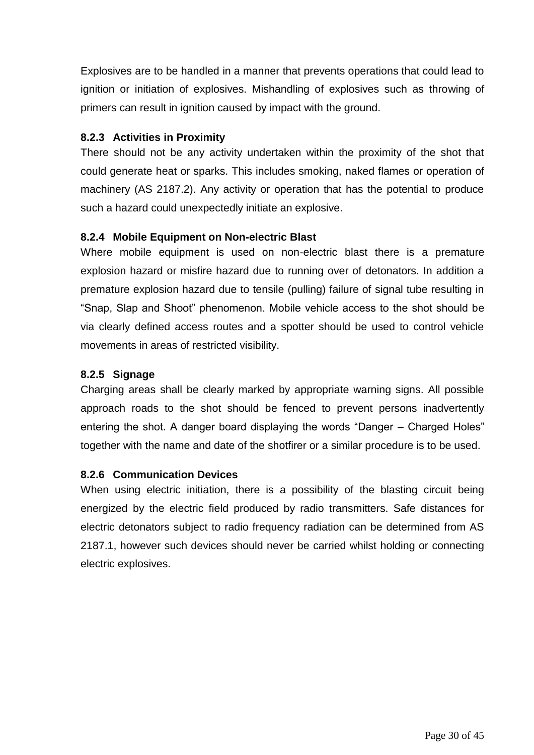Explosives are to be handled in a manner that prevents operations that could lead to ignition or initiation of explosives. Mishandling of explosives such as throwing of primers can result in ignition caused by impact with the ground.

#### 8.2.3 Activities in Proximity

There should not be any activity undertaken within the proximity of the shot that could generate heat or sparks. This includes smoking, naked flames or operation of machinery (AS 2187.2). Any activity or operation that has the potential to produce such a hazard could unexpectedly initiate an explosive.

#### 8.2.4 Mobile Equipment on Non-electric Blast

Where mobile equipment is used on non-electric blast there is a premature explosion hazard or misfire hazard due to running over of detonators. In addition a premature explosion hazard due to tensile (pulling) failure of signal tube resulting in "Snap, Slap and Shoot" phenomenon. Mobile vehicle access to the shot should be via clearly defined access routes and a spotter should be used to control vehicle movements in areas of restricted visibility.

#### 8.2.5 Signage

Charging areas shall be clearly marked by appropriate warning signs. All possible approach roads to the shot should be fenced to prevent persons inadvertently entering the shot. A danger board displaying the words "Danger – Charged Holes" together with the name and date of the shotfirer or a similar procedure is to be used.

#### 8.2.6 Communication Devices

When using electric initiation, there is a possibility of the blasting circuit being energized by the electric field produced by radio transmitters. Safe distances for electric detonators subject to radio frequency radiation can be determined from AS 2187.1, however such devices should never be carried whilst holding or connecting electric explosives.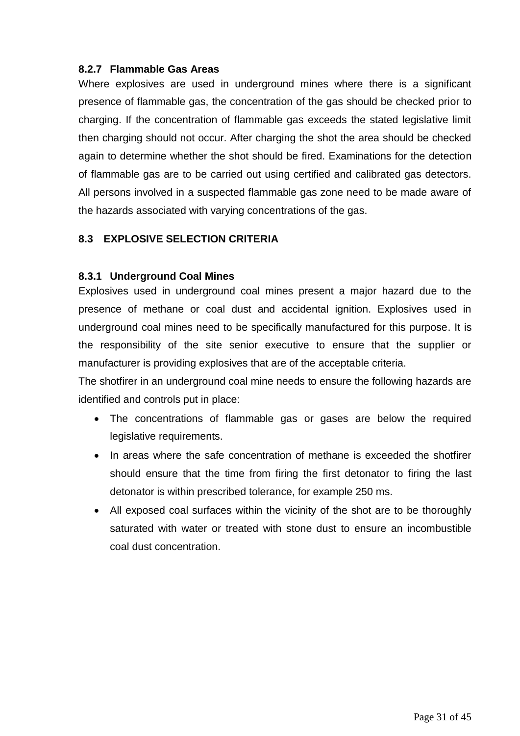### 8.2.7 Flammable Gas Areas

Where explosives are used in underground mines where there is a significant presence of flammable gas, the concentration of the gas should be checked prior to charging. If the concentration of flammable gas exceeds the stated legislative limit then charging should not occur. After charging the shot the area should be checked again to determine whether the shot should be fired. Examinations for the detection of flammable gas are to be carried out using certified and calibrated gas detectors. All persons involved in a suspected flammable gas zone need to be made aware of the hazards associated with varying concentrations of the gas.

## 8.3 EXPLOSIVE SELECTION CRITERIA

### 8.3.1 Underground Coal Mines

Explosives used in underground coal mines present a major hazard due to the presence of methane or coal dust and accidental ignition. Explosives used in underground coal mines need to be specifically manufactured for this purpose. It is the responsibility of the site senior executive to ensure that the supplier or manufacturer is providing explosives that are of the acceptable criteria.

The shotfirer in an underground coal mine needs to ensure the following hazards are identified and controls put in place:

- The concentrations of flammable gas or gases are below the required legislative requirements.
- In areas where the safe concentration of methane is exceeded the shotfirer should ensure that the time from firing the first detonator to firing the last detonator is within prescribed tolerance, for example 250 ms.
- All exposed coal surfaces within the vicinity of the shot are to be thoroughly saturated with water or treated with stone dust to ensure an incombustible coal dust concentration.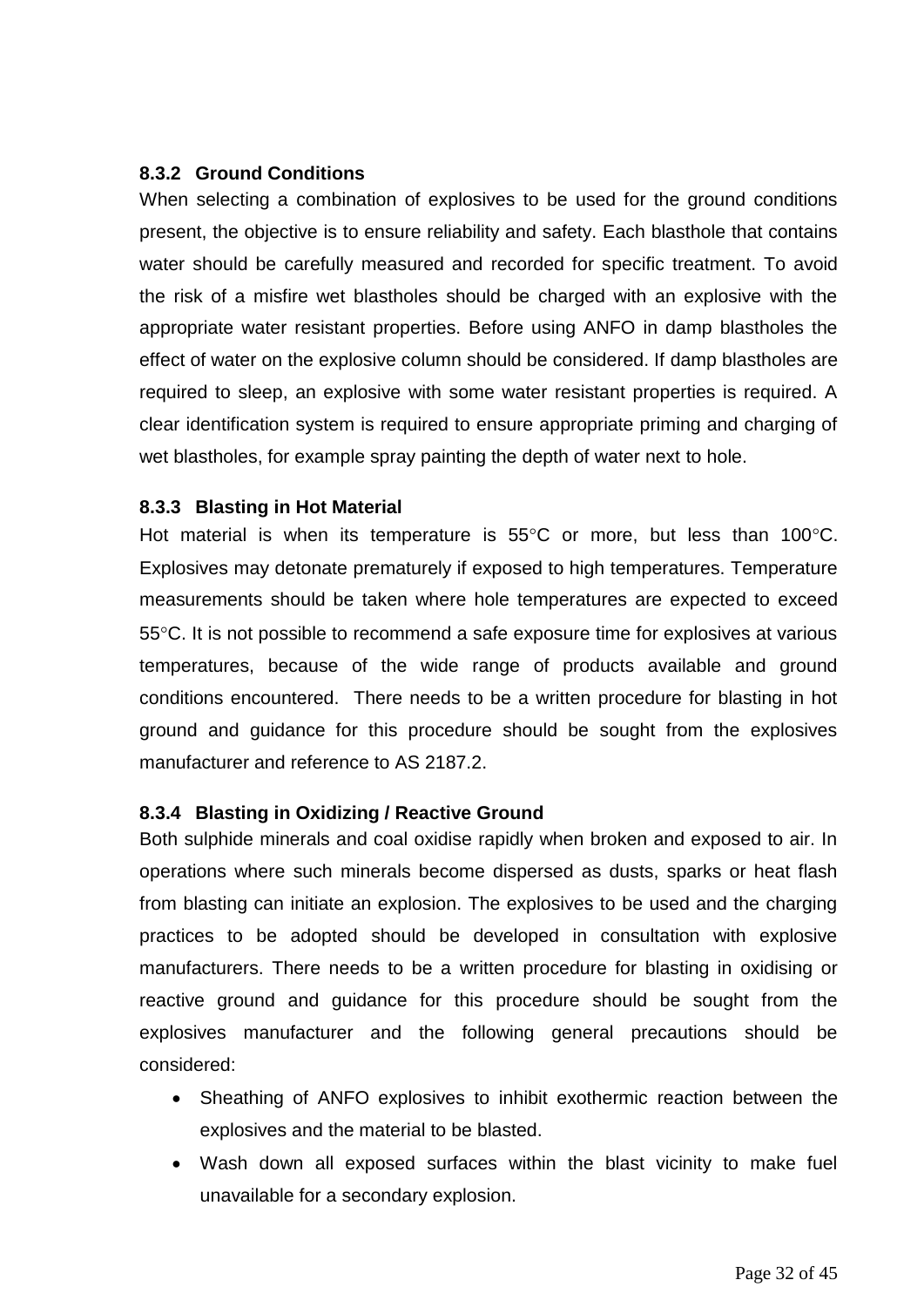#### 8.3.2 Ground Conditions

When selecting a combination of explosives to be used for the ground conditions present, the objective is to ensure reliability and safety. Each blasthole that contains water should be carefully measured and recorded for specific treatment. To avoid the risk of a misfire wet blastholes should be charged with an explosive with the appropriate water resistant properties. Before using ANFO in damp blastholes the effect of water on the explosive column should be considered. If damp blastholes are required to sleep, an explosive with some water resistant properties is required. A clear identification system is required to ensure appropriate priming and charging of wet blastholes, for example spray painting the depth of water next to hole.

#### 8.3.3 Blasting in Hot Material

Hot material is when its temperature is 55°C or more, but less than 100°C. Explosives may detonate prematurely if exposed to high temperatures. Temperature measurements should be taken where hole temperatures are expected to exceed 55°C. It is not possible to recommend a safe exposure time for explosives at various temperatures, because of the wide range of products available and ground conditions encountered. There needs to be a written procedure for blasting in hot ground and guidance for this procedure should be sought from the explosives manufacturer and reference to AS 2187.2.

#### 8.3.4 Blasting in Oxidizing / Reactive Ground

Both sulphide minerals and coal oxidise rapidly when broken and exposed to air. In operations where such minerals become dispersed as dusts, sparks or heat flash from blasting can initiate an explosion. The explosives to be used and the charging practices to be adopted should be developed in consultation with explosive manufacturers. There needs to be a written procedure for blasting in oxidising or reactive ground and guidance for this procedure should be sought from the explosives manufacturer and the following general precautions should be considered:

- Sheathing of ANFO explosives to inhibit exothermic reaction between the explosives and the material to be blasted.
- Wash down all exposed surfaces within the blast vicinity to make fuel unavailable for a secondary explosion.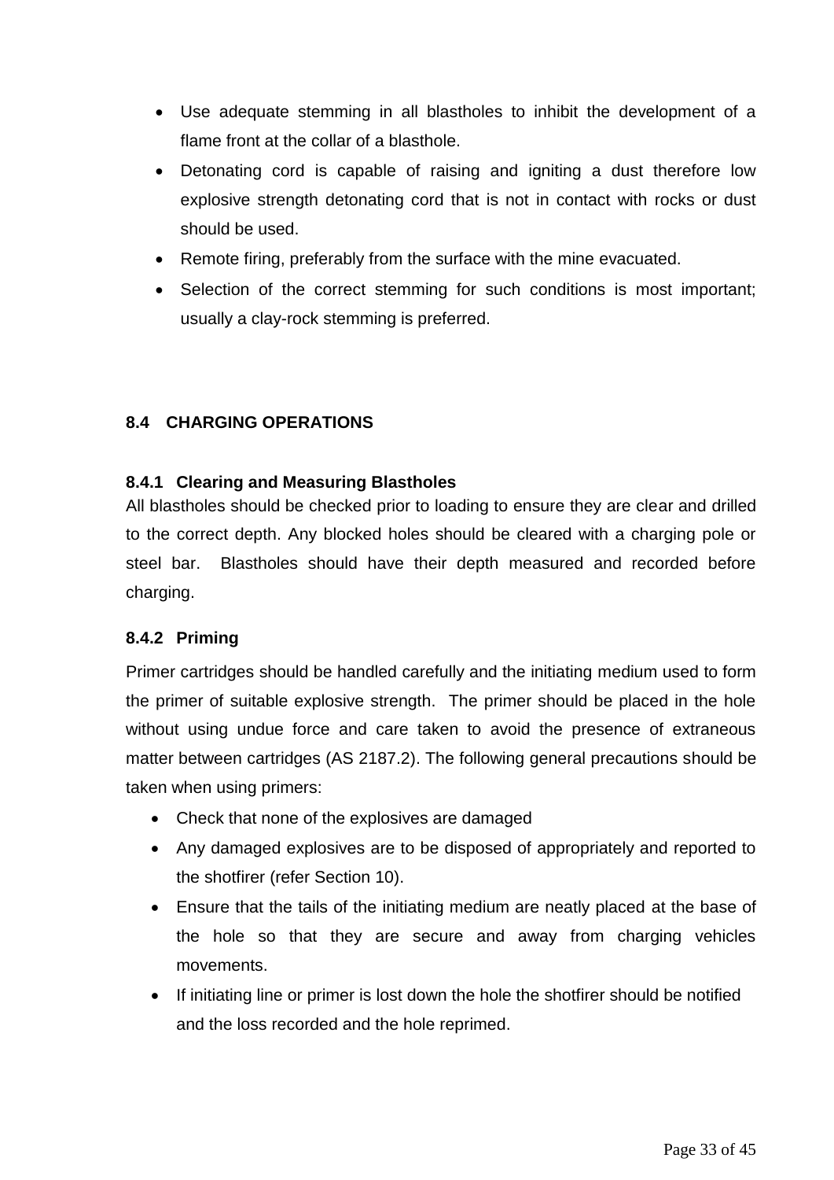- Use adequate stemming in all blastholes to inhibit the development of a flame front at the collar of a blasthole.
- Detonating cord is capable of raising and igniting a dust therefore low explosive strength detonating cord that is not in contact with rocks or dust should be used.
- Remote firing, preferably from the surface with the mine evacuated.
- Selection of the correct stemming for such conditions is most important; usually a clay-rock stemming is preferred.

## 8.4 CHARGING OPERATIONS

### 8.4.1 Clearing and Measuring Blastholes

All blastholes should be checked prior to loading to ensure they are clear and drilled to the correct depth. Any blocked holes should be cleared with a charging pole or steel bar. Blastholes should have their depth measured and recorded before charging.

### 8.4.2 Priming

Primer cartridges should be handled carefully and the initiating medium used to form the primer of suitable explosive strength. The primer should be placed in the hole without using undue force and care taken to avoid the presence of extraneous matter between cartridges (AS 2187.2). The following general precautions should be taken when using primers:

- Check that none of the explosives are damaged
- Any damaged explosives are to be disposed of appropriately and reported to the shotfirer (refer Section 10).
- Ensure that the tails of the initiating medium are neatly placed at the base of the hole so that they are secure and away from charging vehicles movements.
- If initiating line or primer is lost down the hole the shotfirer should be notified and the loss recorded and the hole reprimed.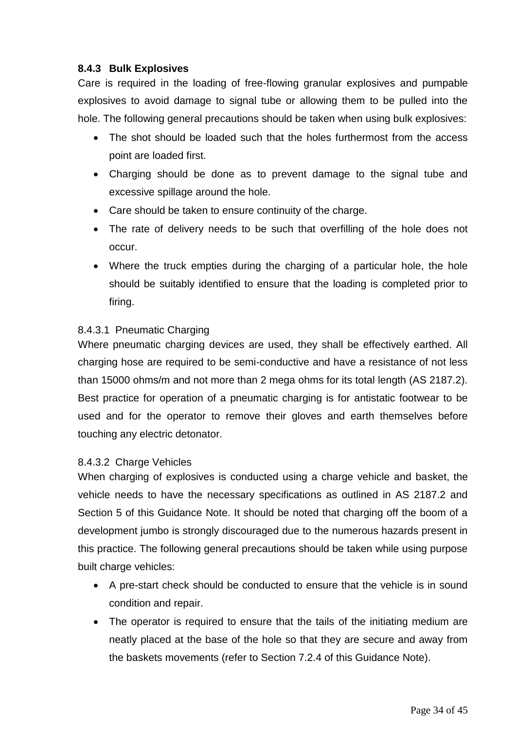### 8.4.3 Bulk Explosives

Care is required in the loading of free-flowing granular explosives and pumpable explosives to avoid damage to signal tube or allowing them to be pulled into the hole. The following general precautions should be taken when using bulk explosives:

- The shot should be loaded such that the holes furthermost from the access point are loaded first.
- Charging should be done as to prevent damage to the signal tube and excessive spillage around the hole.
- Care should be taken to ensure continuity of the charge.
- The rate of delivery needs to be such that overfilling of the hole does not occur.
- Where the truck empties during the charging of a particular hole, the hole should be suitably identified to ensure that the loading is completed prior to firing.

#### 8.4.3.1 Pneumatic Charging

Where pneumatic charging devices are used, they shall be effectively earthed. All charging hose are required to be semi-conductive and have a resistance of not less than 15000 ohms/m and not more than 2 mega ohms for its total length (AS 2187.2). Best practice for operation of a pneumatic charging is for antistatic footwear to be used and for the operator to remove their gloves and earth themselves before touching any electric detonator.

#### 8.4.3.2 Charge Vehicles

When charging of explosives is conducted using a charge vehicle and basket, the vehicle needs to have the necessary specifications as outlined in AS 2187.2 and Section 5 of this Guidance Note. It should be noted that charging off the boom of a development jumbo is strongly discouraged due to the numerous hazards present in this practice. The following general precautions should be taken while using purpose built charge vehicles:

- A pre-start check should be conducted to ensure that the vehicle is in sound condition and repair.
- The operator is required to ensure that the tails of the initiating medium are neatly placed at the base of the hole so that they are secure and away from the baskets movements (refer to Section 7.2.4 of this Guidance Note).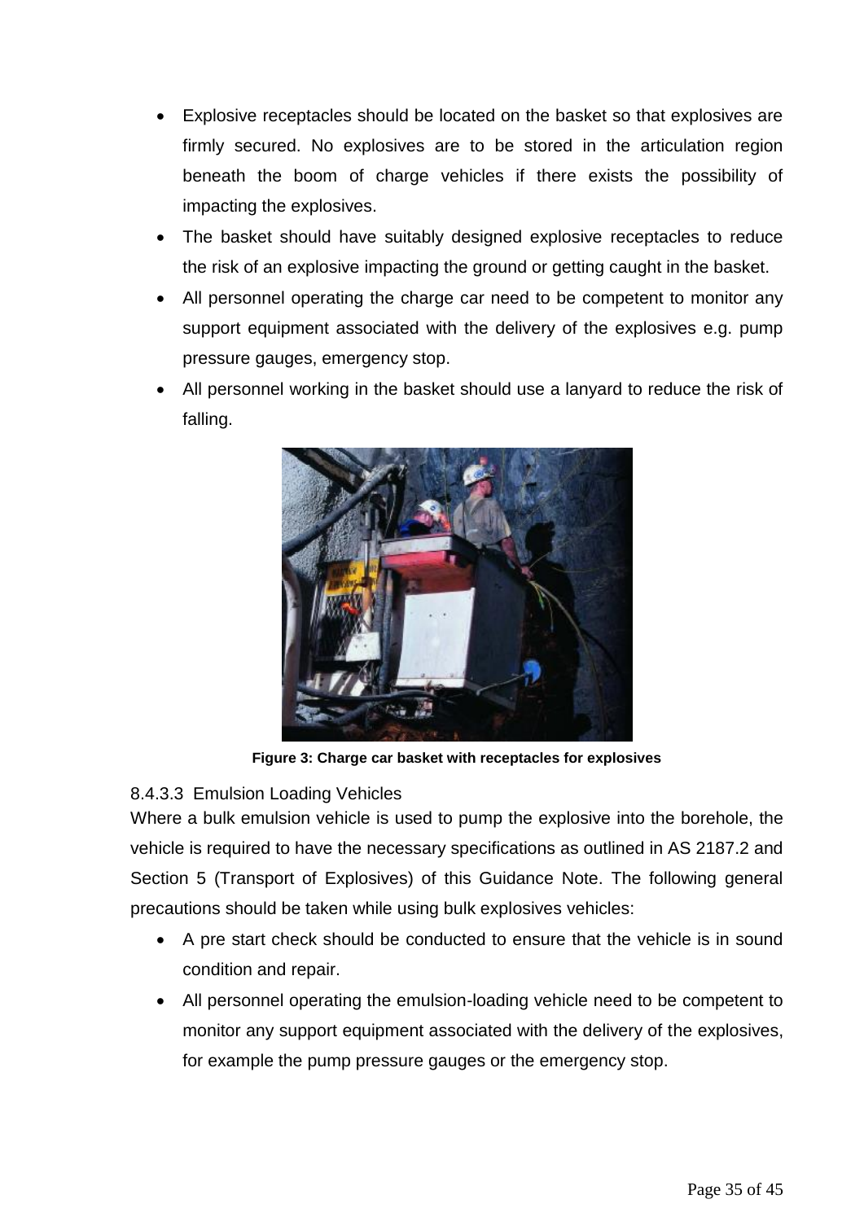- Explosive receptacles should be located on the basket so that explosives are firmly secured. No explosives are to be stored in the articulation region beneath the boom of charge vehicles if there exists the possibility of impacting the explosives.
- The basket should have suitably designed explosive receptacles to reduce the risk of an explosive impacting the ground or getting caught in the basket.
- All personnel operating the charge car need to be competent to monitor any support equipment associated with the delivery of the explosives e.g. pump pressure gauges, emergency stop.
- All personnel working in the basket should use a lanyard to reduce the risk of falling.

**Figure 3: Charge car basket with receptacles for explosives**

8.4.3.3 Emulsion Loading Vehicles

Where a bulk emulsion vehicle is used to pump the explosive into the borehole, the vehicle is required to have the necessary specifications as outlined in AS 2187.2 and Section 5 (Transport of Explosives) of this Guidance Note. The following general precautions should be taken while using bulk explosives vehicles:

- A pre start check should be conducted to ensure that the vehicle is in sound condition and repair.
- All personnel operating the emulsion-loading vehicle need to be competent to monitor any support equipment associated with the delivery of the explosives, for example the pump pressure gauges or the emergency stop.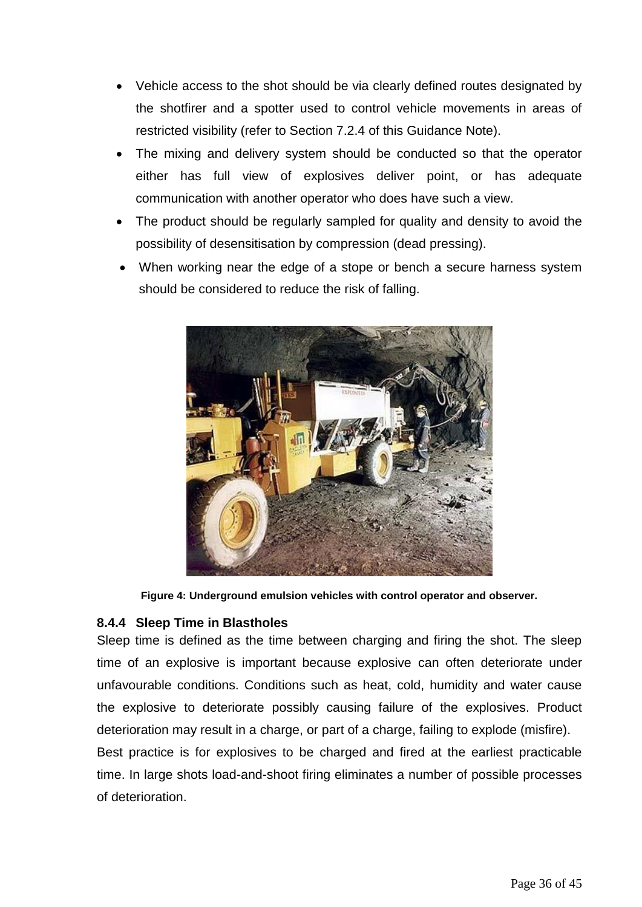- Vehicle access to the shot should be via clearly defined routes designated by the shotfirer and a spotter used to control vehicle movements in areas of restricted visibility (refer to Section 7.2.4 of this Guidance Note).
- The mixing and delivery system should be conducted so that the operator either has full view of explosives deliver point, or has adequate communication with another operator who does have such a view.
- The product should be regularly sampled for quality and density to avoid the possibility of desensitisation by compression (dead pressing).
- When working near the edge of a stope or bench a secure harness system should be considered to reduce the risk of falling.

**Figure 4: Underground emulsion vehicles with control operator and observer.**

### 8.4.4 Sleep Time in Blastholes

Sleep time is defined as the time between charging and firing the shot. The sleep time of an explosive is important because explosive can often deteriorate under unfavourable conditions. Conditions such as heat, cold, humidity and water cause the explosive to deteriorate possibly causing failure of the explosives. Product deterioration may result in a charge, or part of a charge, failing to explode (misfire).

Best practice is for explosives to be charged and fired at the earliest practicable time. In large shots load-and-shoot firing eliminates a number of possible processes of deterioration.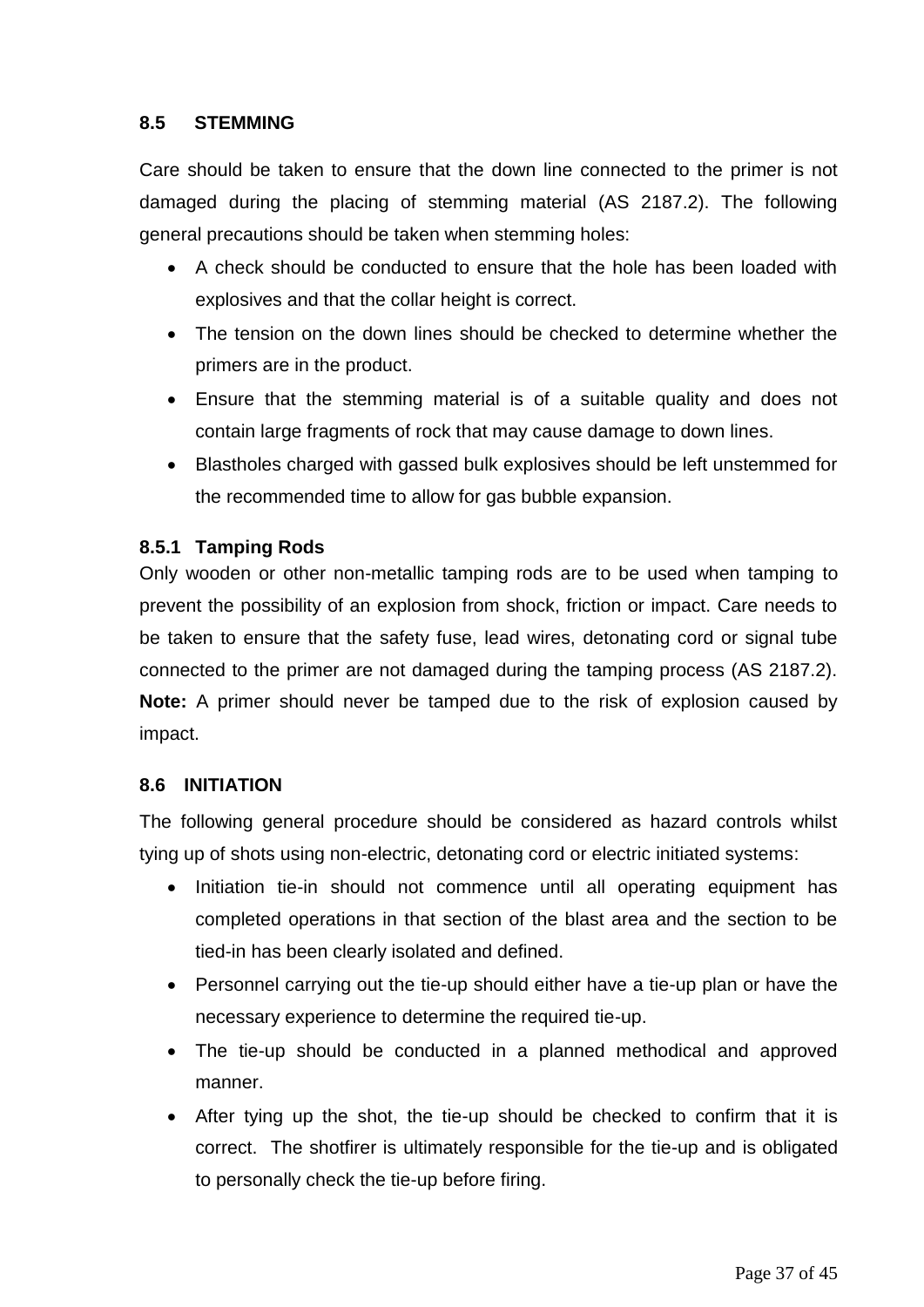## 8.5 STEMMING

Care should be taken to ensure that the down line connected to the primer is not damaged during the placing of stemming material (AS 2187.2). The following general precautions should be taken when stemming holes:

- A check should be conducted to ensure that the hole has been loaded with explosives and that the collar height is correct.
- The tension on the down lines should be checked to determine whether the primers are in the product.
- Ensure that the stemming material is of a suitable quality and does not contain large fragments of rock that may cause damage to down lines.
- Blastholes charged with gassed bulk explosives should be left unstemmed for the recommended time to allow for gas bubble expansion.

### 8.5.1 Tamping Rods

Only wooden or other non-metallic tamping rods are to be used when tamping to prevent the possibility of an explosion from shock, friction or impact. Care needs to be taken to ensure that the safety fuse, lead wires, detonating cord or signal tube connected to the primer are not damaged during the tamping process (AS 2187.2). **Note:** A primer should never be tamped due to the risk of explosion caused by impact.

## 8.6 INITIATION

The following general procedure should be considered as hazard controls whilst tying up of shots using non-electric, detonating cord or electric initiated systems:

- Initiation tie-in should not commence until all operating equipment has completed operations in that section of the blast area and the section to be tied-in has been clearly isolated and defined.
- Personnel carrying out the tie-up should either have a tie-up plan or have the necessary experience to determine the required tie-up.
- The tie-up should be conducted in a planned methodical and approved manner.
- After tying up the shot, the tie-up should be checked to confirm that it is correct. The shotfirer is ultimately responsible for the tie-up and is obligated to personally check the tie-up before firing.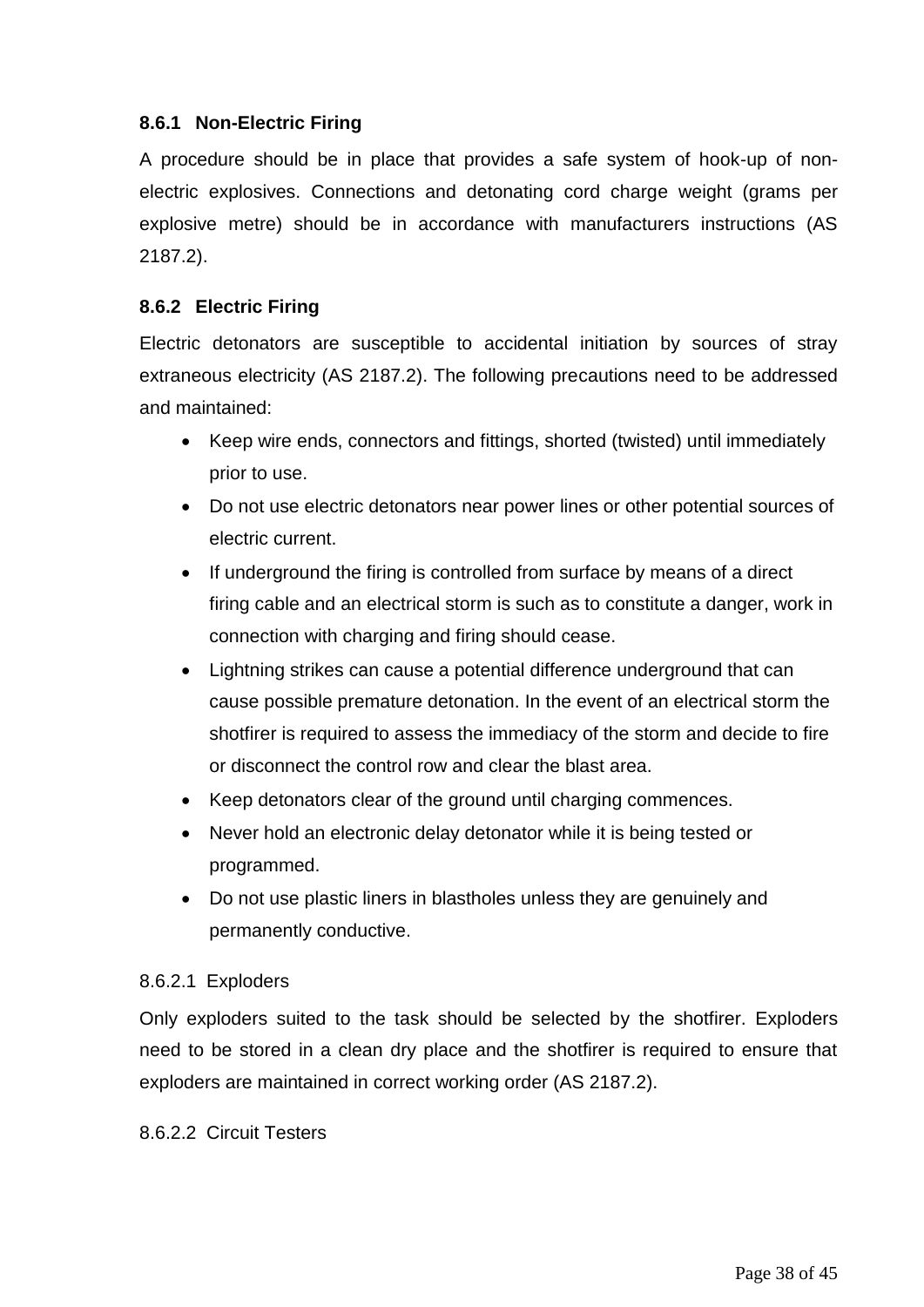### 8.6.1 Non-Electric Firing

A procedure should be in place that provides a safe system of hook-up of non-electric explosives. Connections and detonating cord charge weight (grams per explosive metre) should be in accordance with manufacturers instructions (AS 2187.2).

### 8.6.2 Electric Firing

Electric detonators are susceptible to accidental initiation by sources of stray extraneous electricity (AS 2187.2). The following precautions need to be addressed and maintained:

- Keep wire ends, connectors and fittings, shorted (twisted) until immediately prior to use.
- Do not use electric detonators near power lines or other potential sources of electric current.
- If underground the firing is controlled from surface by means of a direct firing cable and an electrical storm is such as to constitute a danger, work in connection with charging and firing should cease.
- Lightning strikes can cause a potential difference underground that can cause possible premature detonation. In the event of an electrical storm the shotfirer is required to assess the immediacy of the storm and decide to fire or disconnect the control row and clear the blast area.
- Keep detonators clear of the ground until charging commences.
- Never hold an electronic delay detonator while it is being tested or programmed.
- Do not use plastic liners in blastholes unless they are genuinely and permanently conductive.

#### 8.6.2.1 Exploders

Only exploders suited to the task should be selected by the shotfirer. Exploders need to be stored in a clean dry place and the shotfirer is required to ensure that exploders are maintained in correct working order (AS 2187.2).

#### 8.6.2.2 Circuit Testers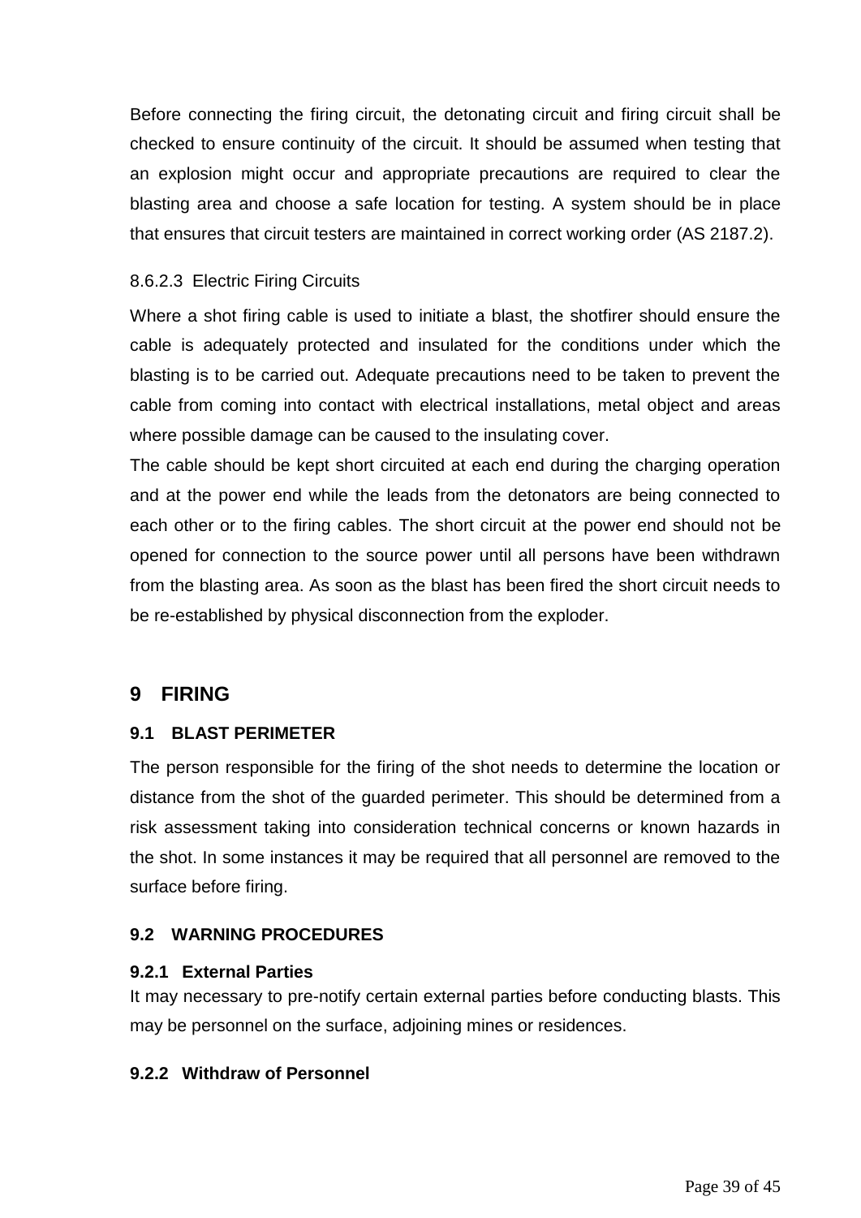Before connecting the firing circuit, the detonating circuit and firing circuit shall be checked to ensure continuity of the circuit. It should be assumed when testing that an explosion might occur and appropriate precautions are required to clear the blasting area and choose a safe location for testing. A system should be in place that ensures that circuit testers are maintained in correct working order (AS 2187.2).

#### 8.6.2.3 Electric Firing Circuits

Where a shot firing cable is used to initiate a blast, the shotfirer should ensure the cable is adequately protected and insulated for the conditions under which the blasting is to be carried out. Adequate precautions need to be taken to prevent the cable from coming into contact with electrical installations, metal object and areas where possible damage can be caused to the insulating cover.

The cable should be kept short circuited at each end during the charging operation and at the power end while the leads from the detonators are being connected to each other or to the firing cables. The short circuit at the power end should not be opened for connection to the source power until all persons have been withdrawn from the blasting area. As soon as the blast has been fired the short circuit needs to be re-established by physical disconnection from the exploder.

# 9 FIRING

## 9.1 BLAST PERIMETER

The person responsible for the firing of the shot needs to determine the location or distance from the shot of the guarded perimeter. This should be determined from a risk assessment taking into consideration technical concerns or known hazards in the shot. In some instances it may be required that all personnel are removed to the surface before firing.

## 9.2 WARNING PROCEDURES

### 9.2.1 External Parties

It may necessary to pre-notify certain external parties before conducting blasts. This may be personnel on the surface, adjoining mines or residences.

### 9.2.2 Withdraw of Personnel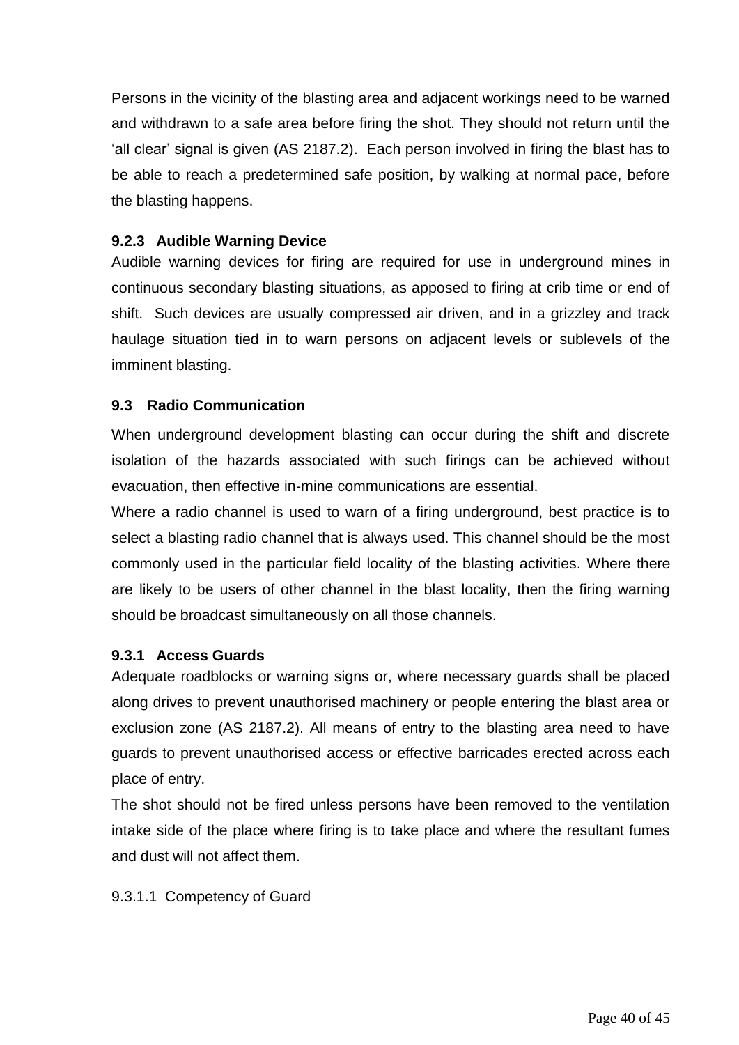Persons in the vicinity of the blasting area and adjacent workings need to be warned and withdrawn to a safe area before firing the shot. They should not return until the 'all clear' signal is given (AS 2187.2). Each person involved in firing the blast has to be able to reach a predetermined safe position, by walking at normal pace, before the blasting happens.

#### 9.2.3 Audible Warning Device

Audible warning devices for firing are required for use in underground mines in continuous secondary blasting situations, as apposed to firing at crib time or end of shift. Such devices are usually compressed air driven, and in a grizzley and track haulage situation tied in to warn persons on adjacent levels or sublevels of the imminent blasting.

### 9.3 Radio Communication

When underground development blasting can occur during the shift and discrete isolation of the hazards associated with such firings can be achieved without evacuation, then effective in-mine communications are essential.

Where a radio channel is used to warn of a firing underground, best practice is to select a blasting radio channel that is always used. This channel should be the most commonly used in the particular field locality of the blasting activities. Where there are likely to be users of other channel in the blast locality, then the firing warning should be broadcast simultaneously on all those channels.

#### 9.3.1 Access Guards

Adequate roadblocks or warning signs or, where necessary guards shall be placed along drives to prevent unauthorised machinery or people entering the blast area or exclusion zone (AS 2187.2). All means of entry to the blasting area need to have guards to prevent unauthorised access or effective barricades erected across each place of entry.

The shot should not be fired unless persons have been removed to the ventilation intake side of the place where firing is to take place and where the resultant fumes and dust will not affect them.

9.3.1.1 Competency of Guard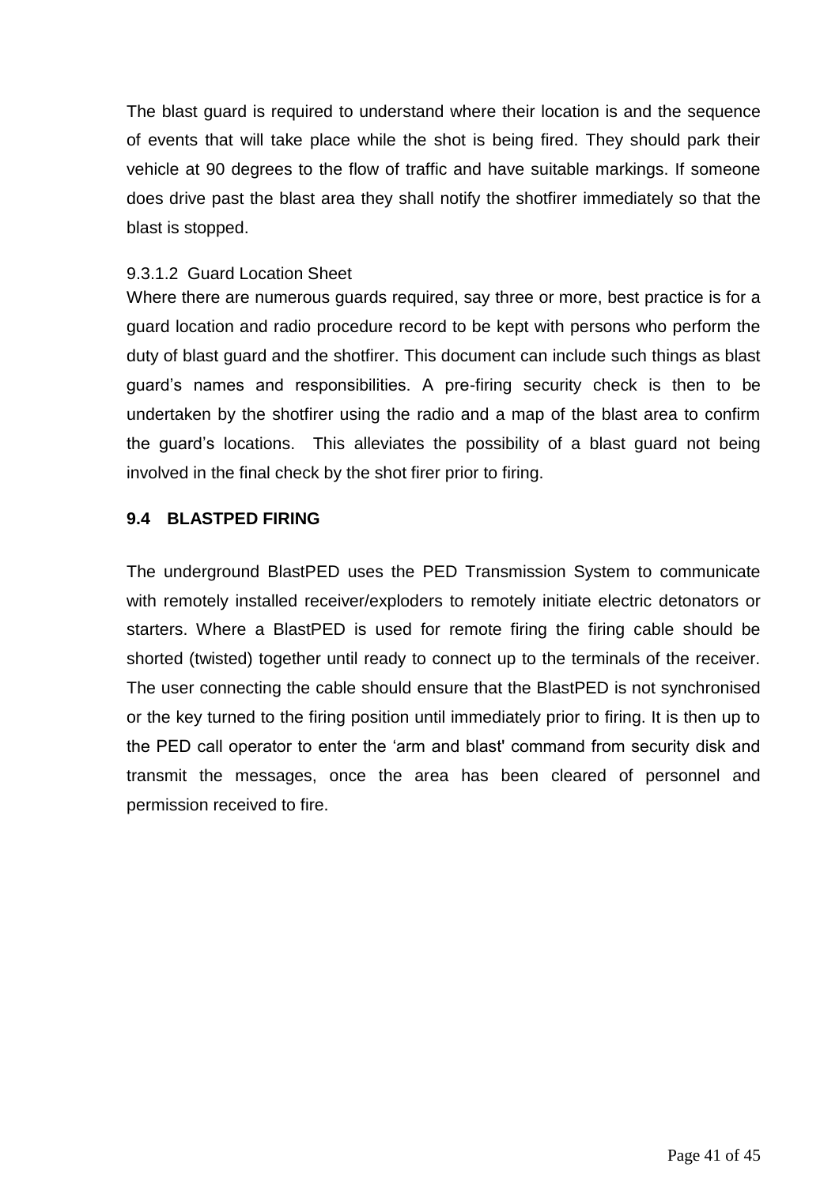The blast guard is required to understand where their location is and the sequence of events that will take place while the shot is being fired. They should park their vehicle at 90 degrees to the flow of traffic and have suitable markings. If someone does drive past the blast area they shall notify the shotfirer immediately so that the blast is stopped.

#### 9.3.1.2 Guard Location Sheet

Where there are numerous guards required, say three or more, best practice is for a guard location and radio procedure record to be kept with persons who perform the duty of blast guard and the shotfirer. This document can include such things as blast guard's names and responsibilities. A pre-firing security check is then to be undertaken by the shotfirer using the radio and a map of the blast area to confirm the guard's locations. This alleviates the possibility of a blast guard not being involved in the final check by the shot firer prior to firing.

## 9.4 BLASTPED FIRING

The underground BlastPED uses the PED Transmission System to communicate with remotely installed receiver/exploders to remotely initiate electric detonators or starters. Where a BlastPED is used for remote firing the firing cable should be shorted (twisted) together until ready to connect up to the terminals of the receiver. The user connecting the cable should ensure that the BlastPED is not synchronised or the key turned to the firing position until immediately prior to firing. It is then up to the PED call operator to enter the 'arm and blast' command from security disk and transmit the messages, once the area has been cleared of personnel and permission received to fire.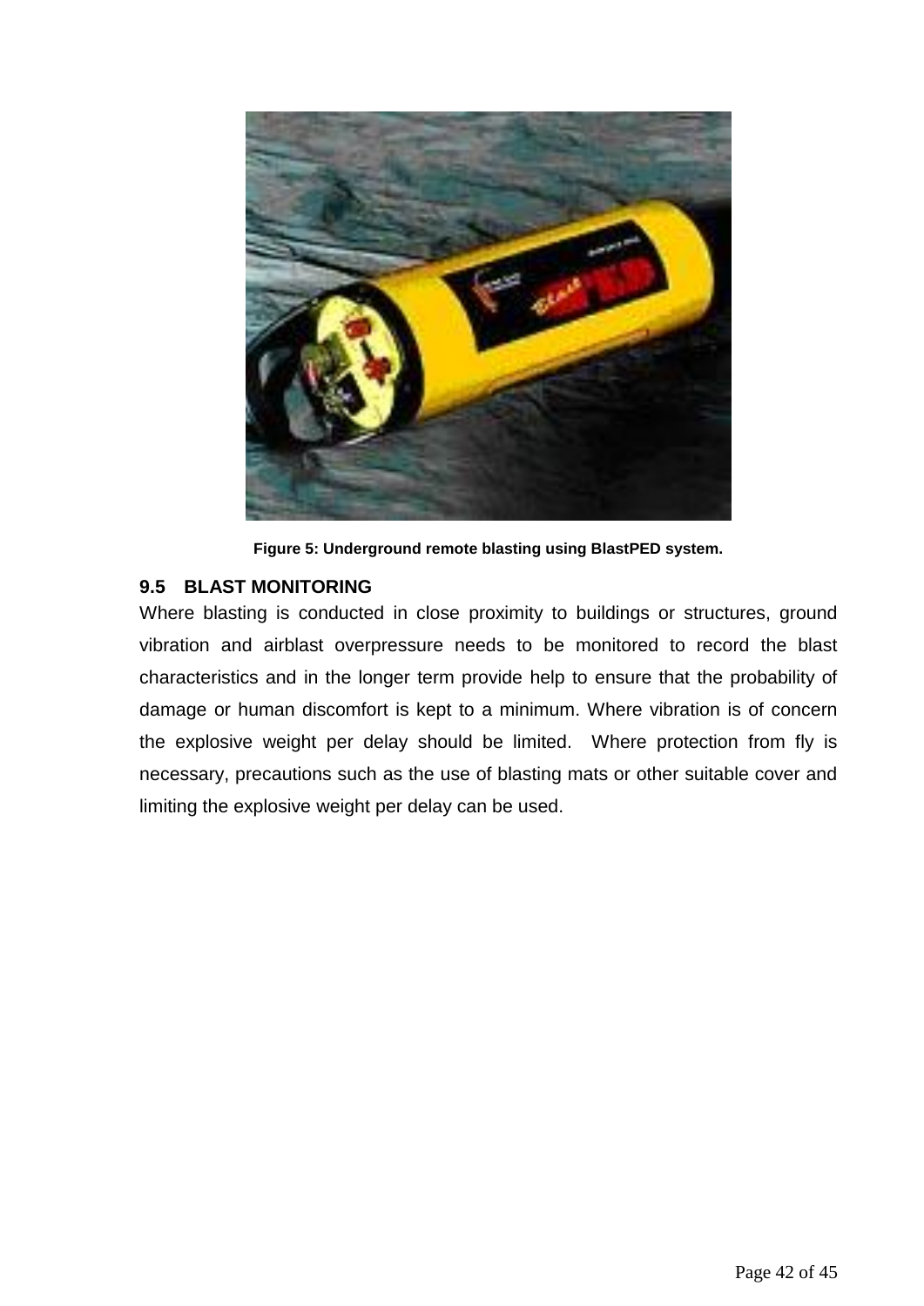Figure 5: Underground remote blasting using BlastPED system.

### 9.5 BLAST MONITORING

Where blasting is conducted in close proximity to buildings or structures, ground vibration and airblast overpressure needs to be monitored to record the blast characteristics and in the longer term provide help to ensure that the probability of damage or human discomfort is kept to a minimum. Where vibration is of concern the explosive weight per delay should be limited. Where protection from fly is necessary, precautions such as the use of blasting mats or other suitable cover and limiting the explosive weight per delay can be used.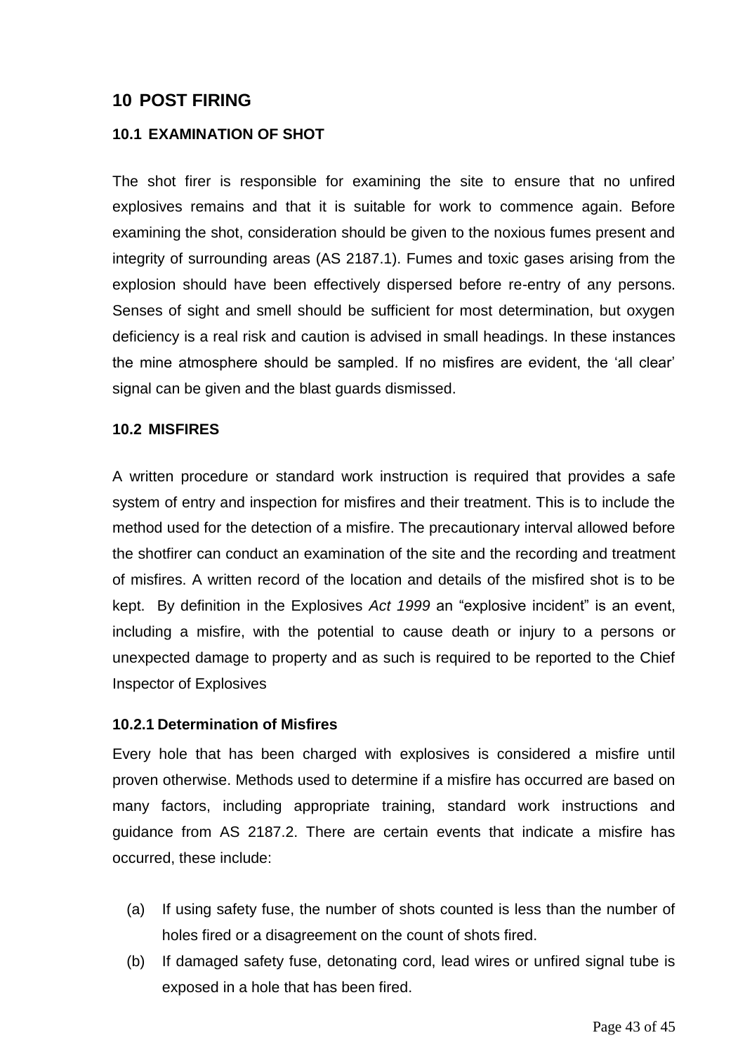# 10 POST FIRING

## 10.1 EXAMINATION OF SHOT

The shot firer is responsible for examining the site to ensure that no unfired explosives remains and that it is suitable for work to commence again. Before examining the shot, consideration should be given to the noxious fumes present and integrity of surrounding areas (AS 2187.1). Fumes and toxic gases arising from the explosion should have been effectively dispersed before re-entry of any persons. Senses of sight and smell should be sufficient for most determination, but oxygen deficiency is a real risk and caution is advised in small headings. In these instances the mine atmosphere should be sampled. If no misfires are evident, the 'all clear' signal can be given and the blast guards dismissed.

## 10.2 MISFIRES

A written procedure or standard work instruction is required that provides a safe system of entry and inspection for misfires and their treatment. This is to include the method used for the detection of a misfire. The precautionary interval allowed before the shotfirer can conduct an examination of the site and the recording and treatment of misfires. A written record of the location and details of the misfired shot is to be kept. By definition in the Explosives *Act 1999* an "explosive incident" is an event, including a misfire, with the potential to cause death or injury to a persons or unexpected damage to property and as such is required to be reported to the Chief Inspector of Explosives

### 10.2.1 Determination of Misfires

Every hole that has been charged with explosives is considered a misfire until proven otherwise. Methods used to determine if a misfire has occurred are based on many factors, including appropriate training, standard work instructions and guidance from AS 2187.2. There are certain events that indicate a misfire has occurred, these include:

(a) If using safety fuse, the number of shots counted is less than the number of holes fired or a disagreement on the count of shots fired.

(b) If damaged safety fuse, detonating cord, lead wires or unfired signal tube is exposed in a hole that has been fired.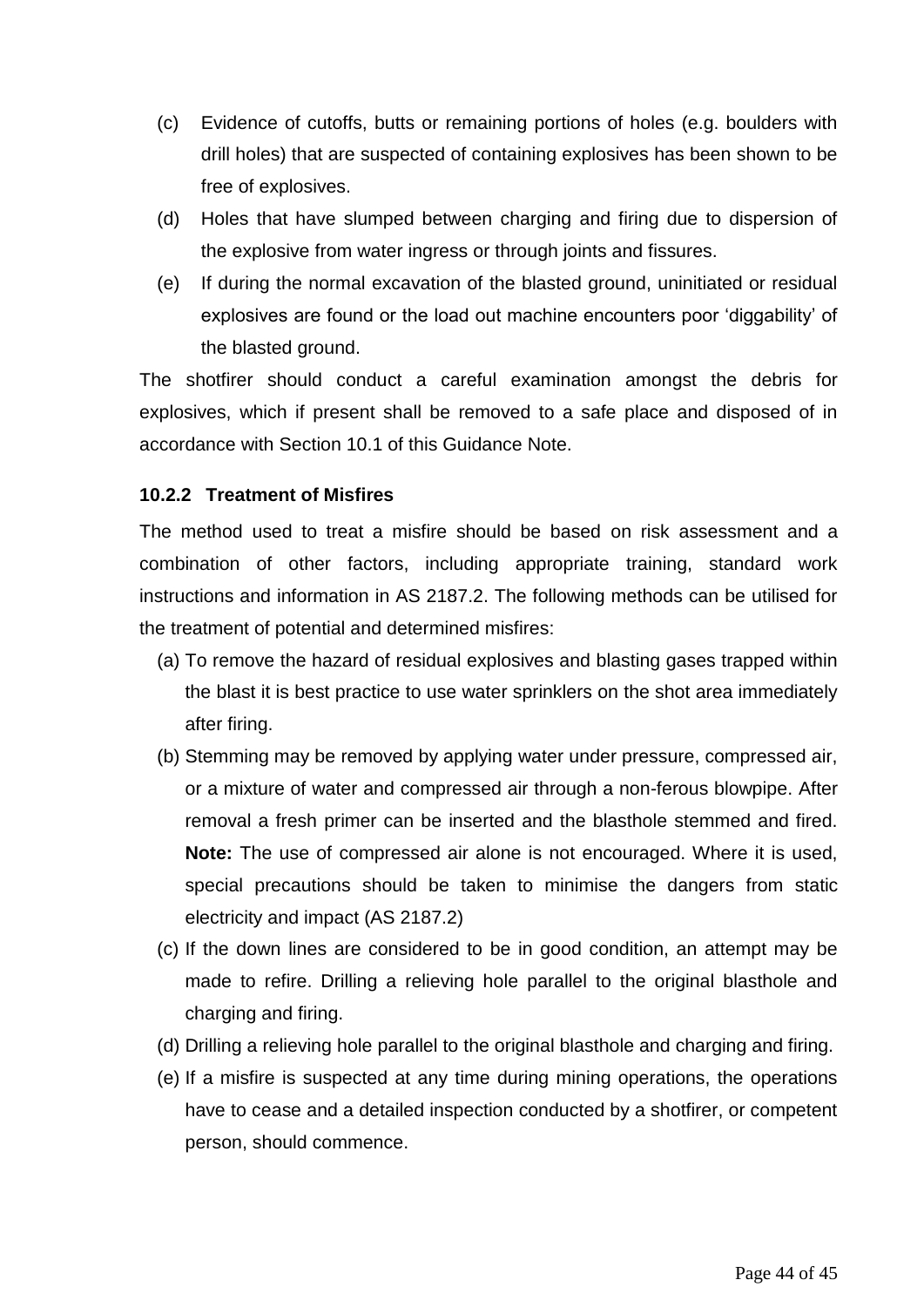(c) Evidence of cutoffs, butts or remaining portions of holes (e.g. boulders with drill holes) that are suspected of containing explosives has been shown to be free of explosives.

(d) Holes that have slumped between charging and firing due to dispersion of the explosive from water ingress or through joints and fissures.

(e) If during the normal excavation of the blasted ground, uninitiated or residual explosives are found or the load out machine encounters poor 'diggability' of the blasted ground.

The shotfirer should conduct a careful examination amongst the debris for explosives, which if present shall be removed to a safe place and disposed of in accordance with Section 10.1 of this Guidance Note.

#### 10.2.2 Treatment of Misfires

The method used to treat a misfire should be based on risk assessment and a combination of other factors, including appropriate training, standard work instructions and information in AS 2187.2. The following methods can be utilised for the treatment of potential and determined misfires:

(a) To remove the hazard of residual explosives and blasting gases trapped within the blast it is best practice to use water sprinklers on the shot area immediately after firing.

(b) Stemming may be removed by applying water under pressure, compressed air, or a mixture of water and compressed air through a non-ferous blowpipe. After removal a fresh primer can be inserted and the blasthole stemmed and fired. **Note:** The use of compressed air alone is not encouraged. Where it is used, special precautions should be taken to minimise the dangers from static electricity and impact (AS 2187.2)

(c) If the down lines are considered to be in good condition, an attempt may be made to refire. Drilling a relieving hole parallel to the original blasthole and charging and firing.

(d) Drilling a relieving hole parallel to the original blasthole and charging and firing.

(e) If a misfire is suspected at any time during mining operations, the operations have to cease and a detailed inspection conducted by a shotfirer, or competent person, should commence.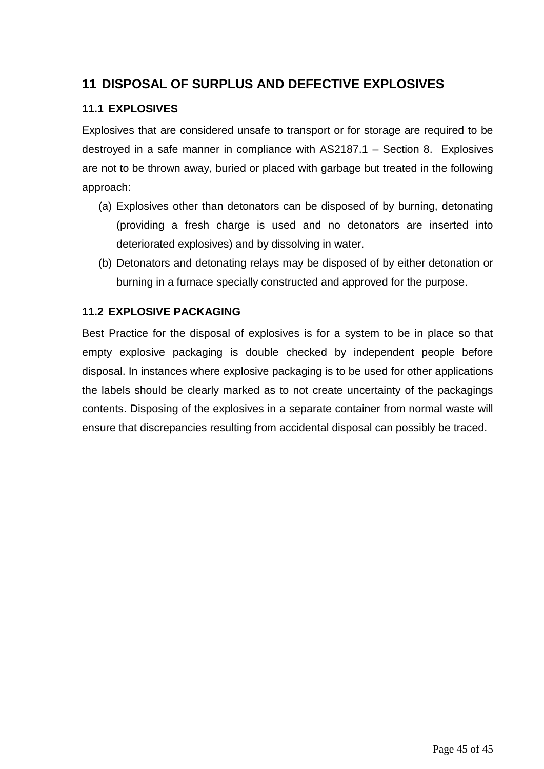# 11 DISPOSAL OF SURPLUS AND DEFECTIVE EXPLOSIVES

## 11.1 EXPLOSIVES

Explosives that are considered unsafe to transport or for storage are required to be destroyed in a safe manner in compliance with AS2187.1 – Section 8. Explosives are not to be thrown away, buried or placed with garbage but treated in the following approach:

(a) Explosives other than detonators can be disposed of by burning, detonating (providing a fresh charge is used and no detonators are inserted into deteriorated explosives) and by dissolving in water.

(b) Detonators and detonating relays may be disposed of by either detonation or burning in a furnace specially constructed and approved for the purpose.

## 11.2 EXPLOSIVE PACKAGING

Best Practice for the disposal of explosives is for a system to be in place so that empty explosive packaging is double checked by independent people before disposal. In instances where explosive packaging is to be used for other applications the labels should be clearly marked as to not create uncertainty of the packagings contents. Disposing of the explosives in a separate container from normal waste will ensure that discrepancies resulting from accidental disposal can possibly be traced.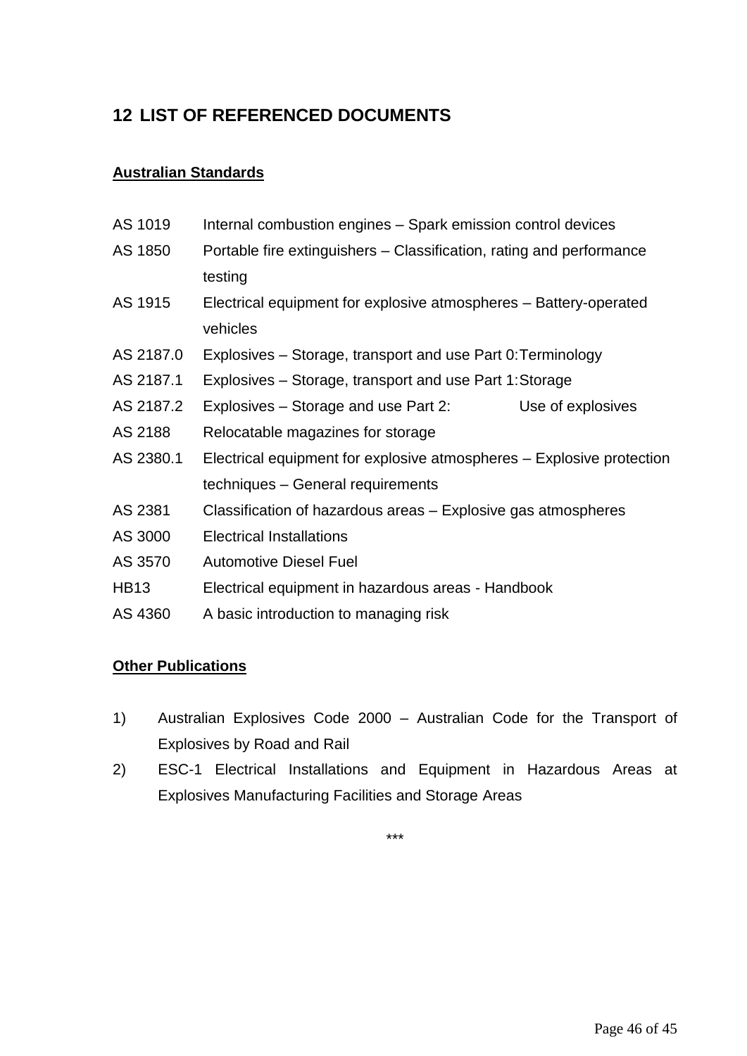## 12 LIST OF REFERENCED DOCUMENTS

**Australian Standards**

| | |
|---|---|
| AS 1019 | Internal combustion engines – Spark emission control devices |
| AS 1850 | Portable fire extinguishers – Classification, rating and performance testing |
| AS 1915 | Electrical equipment for explosive atmospheres – Battery-operated vehicles |
| AS 2187.0 | Explosives – Storage, transport and use Part 0: Terminology |
| AS 2187.1 | Explosives – Storage, transport and use Part 1: Storage |
| AS 2187.2 | Explosives – Storage and use Part 2: Use of explosives |
| AS 2188 | Relocatable magazines for storage |
| AS 2380.1 | Electrical equipment for explosive atmospheres – Explosive protection techniques – General requirements |
| AS 2381 | Classification of hazardous areas – Explosive gas atmospheres |
| AS 3000 | Electrical Installations |
| AS 3570 | Automotive Diesel Fuel |
| HB13 | Electrical equipment in hazardous areas - Handbook |
| AS 4360 | A basic introduction to managing risk |

**Other Publications**

1) Australian Explosives Code 2000 – Australian Code for the Transport of Explosives by Road and Rail
2) ESC-1 Electrical Installations and Equipment in Hazardous Areas at Explosives Manufacturing Facilities and Storage Areas

***